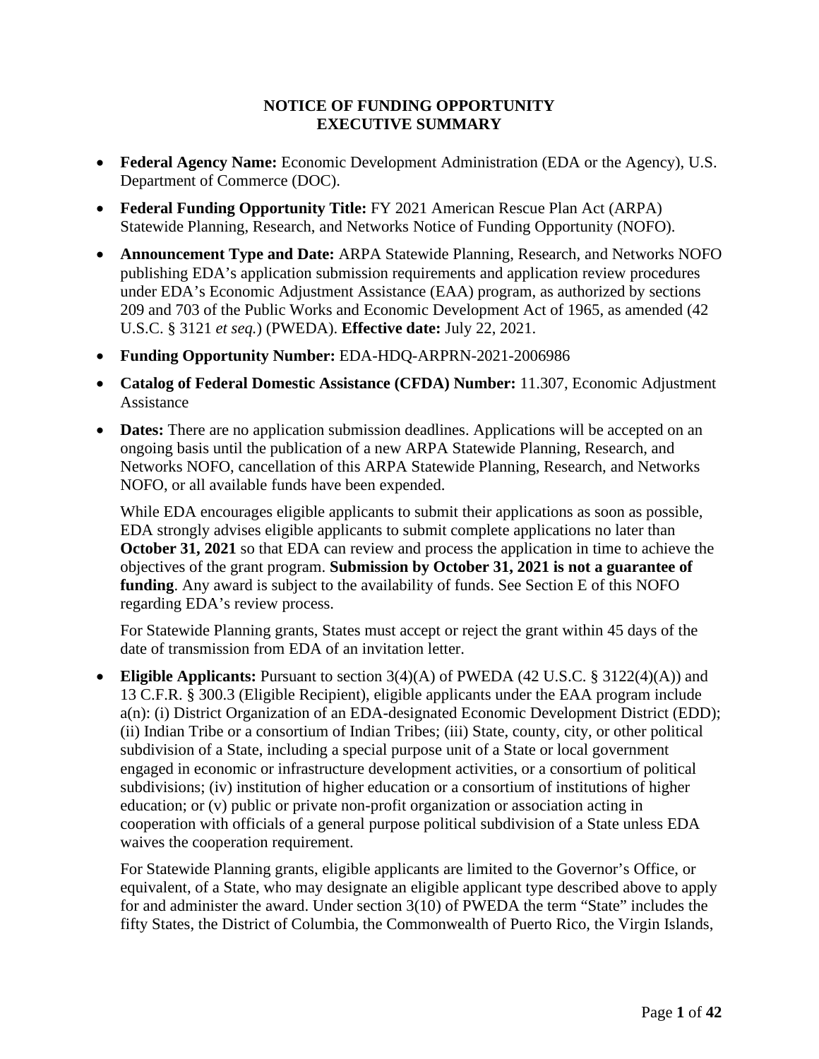**NOTICE OF FUNDING OPPORTUNITY**
**EXECUTIVE SUMMARY**

- **Federal Agency Name:** Economic Development Administration (EDA or the Agency), U.S. Department of Commerce (DOC).
- **Federal Funding Opportunity Title:** FY 2021 American Rescue Plan Act (ARPA) Statewide Planning, Research, and Networks Notice of Funding Opportunity (NOFO).
- **Announcement Type and Date:** ARPA Statewide Planning, Research, and Networks NOFO publishing EDA's application submission requirements and application review procedures under EDA's Economic Adjustment Assistance (EAA) program, as authorized by sections 209 and 703 of the Public Works and Economic Development Act of 1965, as amended (42 U.S.C. § 3121 *et seq.*) (PWEDA). **Effective date:** July 22, 2021.
- **Funding Opportunity Number:** EDA-HDQ-ARPRN-2021-2006986
- **Catalog of Federal Domestic Assistance (CFDA) Number:** 11.307, Economic Adjustment Assistance
- **Dates:** There are no application submission deadlines. Applications will be accepted on an ongoing basis until the publication of a new ARPA Statewide Planning, Research, and Networks NOFO, cancellation of this ARPA Statewide Planning, Research, and Networks NOFO, or all available funds have been expended.

  While EDA encourages eligible applicants to submit their applications as soon as possible, EDA strongly advises eligible applicants to submit complete applications no later than **October 31, 2021** so that EDA can review and process the application in time to achieve the objectives of the grant program. **Submission by October 31, 2021 is not a guarantee of funding**. Any award is subject to the availability of funds. See Section E of this NOFO regarding EDA's review process.

  For Statewide Planning grants, States must accept or reject the grant within 45 days of the date of transmission from EDA of an invitation letter.

- **Eligible Applicants:** Pursuant to section 3(4)(A) of PWEDA (42 U.S.C. § 3122(4)(A)) and 13 C.F.R. § 300.3 (Eligible Recipient), eligible applicants under the EAA program include a(n): (i) District Organization of an EDA-designated Economic Development District (EDD); (ii) Indian Tribe or a consortium of Indian Tribes; (iii) State, county, city, or other political subdivision of a State, including a special purpose unit of a State or local government engaged in economic or infrastructure development activities, or a consortium of political subdivisions; (iv) institution of higher education or a consortium of institutions of higher education; or (v) public or private non-profit organization or association acting in cooperation with officials of a general purpose political subdivision of a State unless EDA waives the cooperation requirement.

  For Statewide Planning grants, eligible applicants are limited to the Governor's Office, or equivalent, of a State, who may designate an eligible applicant type described above to apply for and administer the award. Under section 3(10) of PWEDA the term "State" includes the fifty States, the District of Columbia, the Commonwealth of Puerto Rico, the Virgin Islands,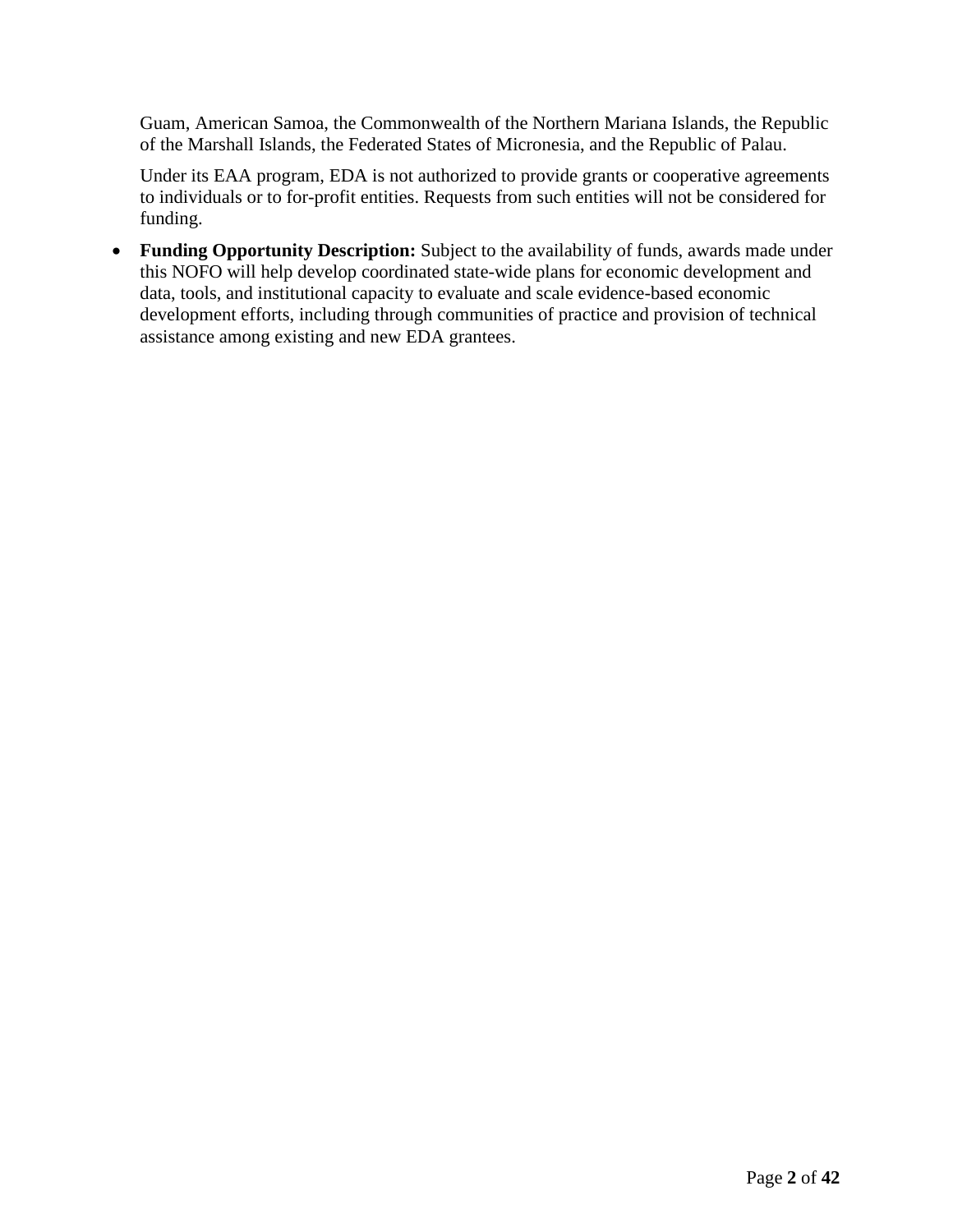Guam, American Samoa, the Commonwealth of the Northern Mariana Islands, the Republic of the Marshall Islands, the Federated States of Micronesia, and the Republic of Palau.

Under its EAA program, EDA is not authorized to provide grants or cooperative agreements to individuals or to for-profit entities. Requests from such entities will not be considered for funding.

- **Funding Opportunity Description:** Subject to the availability of funds, awards made under this NOFO will help develop coordinated state-wide plans for economic development and data, tools, and institutional capacity to evaluate and scale evidence-based economic development efforts, including through communities of practice and provision of technical assistance among existing and new EDA grantees.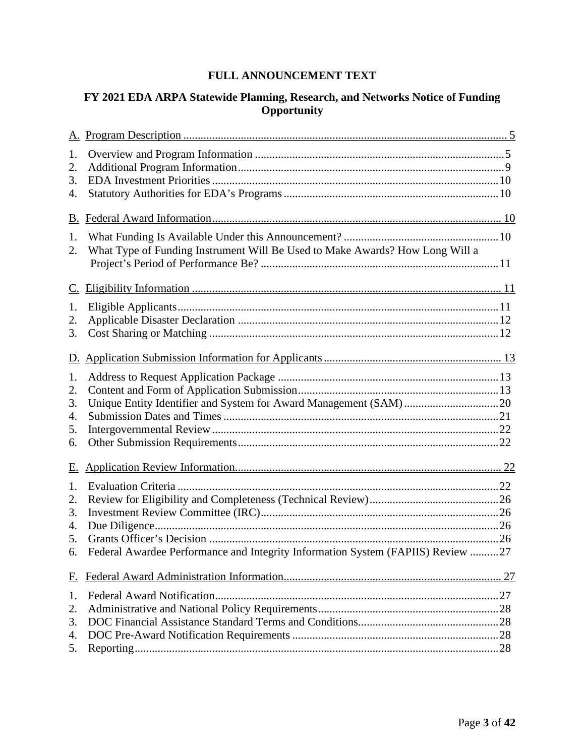**FULL ANNOUNCEMENT TEXT**

**FY 2021 EDA ARPA Statewide Planning, Research, and Networks Notice of Funding Opportunity**

A. Program Description ........ 5

1. Overview and Program Information ........ 5
2. Additional Program Information ........ 9
3. EDA Investment Priorities ........ 10
4. Statutory Authorities for EDA's Programs ........ 10

B. Federal Award Information ........ 10

1. What Funding Is Available Under this Announcement? ........ 10
2. What Type of Funding Instrument Will Be Used to Make Awards? How Long Will a Project's Period of Performance Be? ........ 11

C. Eligibility Information ........ 11

1. Eligible Applicants ........ 11
2. Applicable Disaster Declaration ........ 12
3. Cost Sharing or Matching ........ 12

D. Application Submission Information for Applicants ........ 13

1. Address to Request Application Package ........ 13
2. Content and Form of Application Submission ........ 13
3. Unique Entity Identifier and System for Award Management (SAM) ........ 20
4. Submission Dates and Times ........ 21
5. Intergovernmental Review ........ 22
6. Other Submission Requirements ........ 22

E. Application Review Information ........ 22

1. Evaluation Criteria ........ 22
2. Review for Eligibility and Completeness (Technical Review) ........ 26
3. Investment Review Committee (IRC) ........ 26
4. Due Diligence ........ 26
5. Grants Officer's Decision ........ 26
6. Federal Awardee Performance and Integrity Information System (FAPIIS) Review ........ 27

F. Federal Award Administration Information ........ 27

1. Federal Award Notification ........ 27
2. Administrative and National Policy Requirements ........ 28
3. DOC Financial Assistance Standard Terms and Conditions ........ 28
4. DOC Pre-Award Notification Requirements ........ 28
5. Reporting ........ 28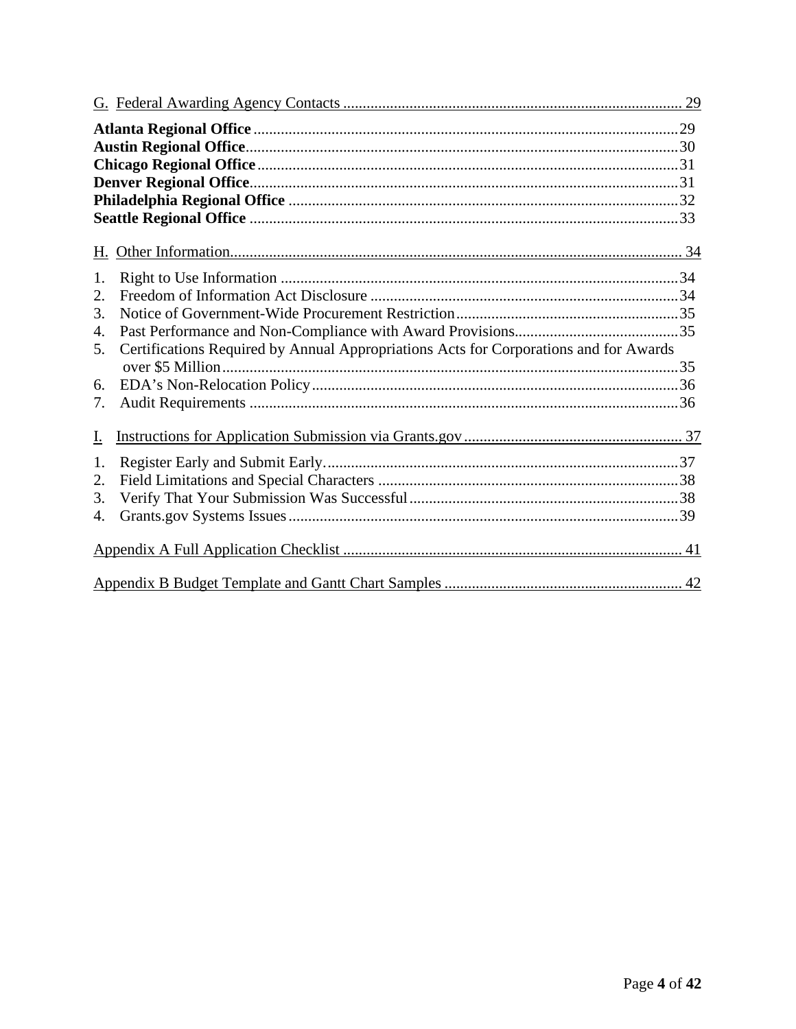G. Federal Awarding Agency Contacts ........................................................................................ 29

**Atlanta Regional Office** ............................................................................................................29
**Austin Regional Office**..............................................................................................................30
**Chicago Regional Office**...........................................................................................................31
**Denver Regional Office**............................................................................................................31
**Philadelphia Regional Office** ...................................................................................................32
**Seattle Regional Office** .............................................................................................................33

H. Other Information................................................................................................................... 34

1. Right to Use Information .....................................................................................................34
2. Freedom of Information Act Disclosure ...............................................................................34
3. Notice of Government-Wide Procurement Restriction.........................................................35
4. Past Performance and Non-Compliance with Award Provisions..........................................35
5. Certifications Required by Annual Appropriations Acts for Corporations and for Awards over $5 Million....................................................................................................................35
6. EDA's Non-Relocation Policy.............................................................................................36
7. Audit Requirements .............................................................................................................36

I. Instructions for Application Submission via Grants.gov........................................................ 37

1. Register Early and Submit Early..........................................................................................37
2. Field Limitations and Special Characters .............................................................................38
3. Verify That Your Submission Was Successful.....................................................................38
4. Grants.gov Systems Issues...................................................................................................39

Appendix A Full Application Checklist ...................................................................................... 41

Appendix B Budget Template and Gantt Chart Samples ............................................................ 42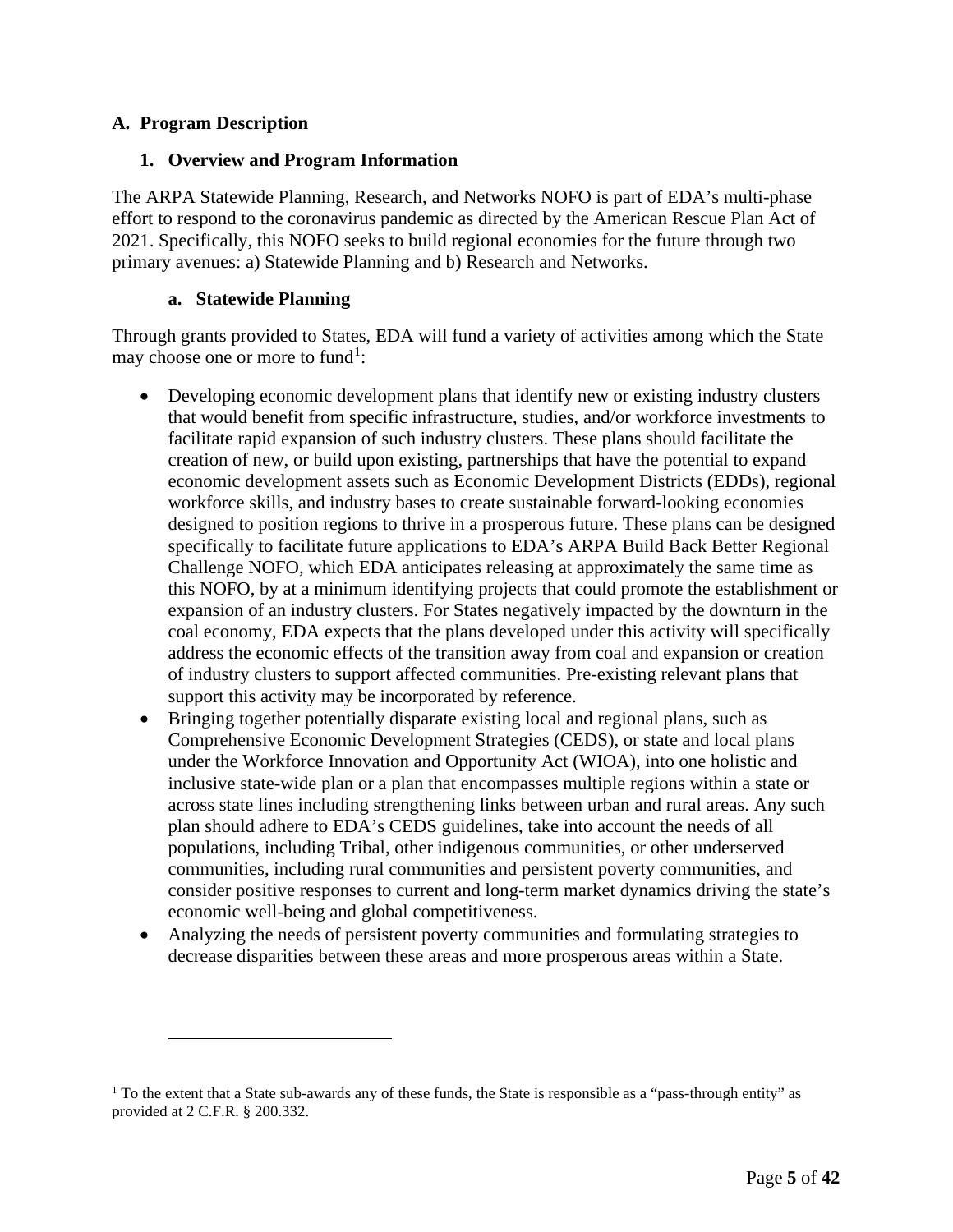## A. Program Description

### 1. Overview and Program Information

The ARPA Statewide Planning, Research, and Networks NOFO is part of EDA's multi-phase effort to respond to the coronavirus pandemic as directed by the American Rescue Plan Act of 2021. Specifically, this NOFO seeks to build regional economies for the future through two primary avenues: a) Statewide Planning and b) Research and Networks.

#### a. Statewide Planning

Through grants provided to States, EDA will fund a variety of activities among which the State may choose one or more to fund[1]:

- Developing economic development plans that identify new or existing industry clusters that would benefit from specific infrastructure, studies, and/or workforce investments to facilitate rapid expansion of such industry clusters. These plans should facilitate the creation of new, or build upon existing, partnerships that have the potential to expand economic development assets such as Economic Development Districts (EDDs), regional workforce skills, and industry bases to create sustainable forward-looking economies designed to position regions to thrive in a prosperous future. These plans can be designed specifically to facilitate future applications to EDA's ARPA Build Back Better Regional Challenge NOFO, which EDA anticipates releasing at approximately the same time as this NOFO, by at a minimum identifying projects that could promote the establishment or expansion of an industry clusters. For States negatively impacted by the downturn in the coal economy, EDA expects that the plans developed under this activity will specifically address the economic effects of the transition away from coal and expansion or creation of industry clusters to support affected communities. Pre-existing relevant plans that support this activity may be incorporated by reference.
- Bringing together potentially disparate existing local and regional plans, such as Comprehensive Economic Development Strategies (CEDS), or state and local plans under the Workforce Innovation and Opportunity Act (WIOA), into one holistic and inclusive state-wide plan or a plan that encompasses multiple regions within a state or across state lines including strengthening links between urban and rural areas. Any such plan should adhere to EDA's CEDS guidelines, take into account the needs of all populations, including Tribal, other indigenous communities, or other underserved communities, including rural communities and persistent poverty communities, and consider positive responses to current and long-term market dynamics driving the state's economic well-being and global competitiveness.
- Analyzing the needs of persistent poverty communities and formulating strategies to decrease disparities between these areas and more prosperous areas within a State.

---

[1] To the extent that a State sub-awards any of these funds, the State is responsible as a "pass-through entity" as provided at 2 C.F.R. § 200.332.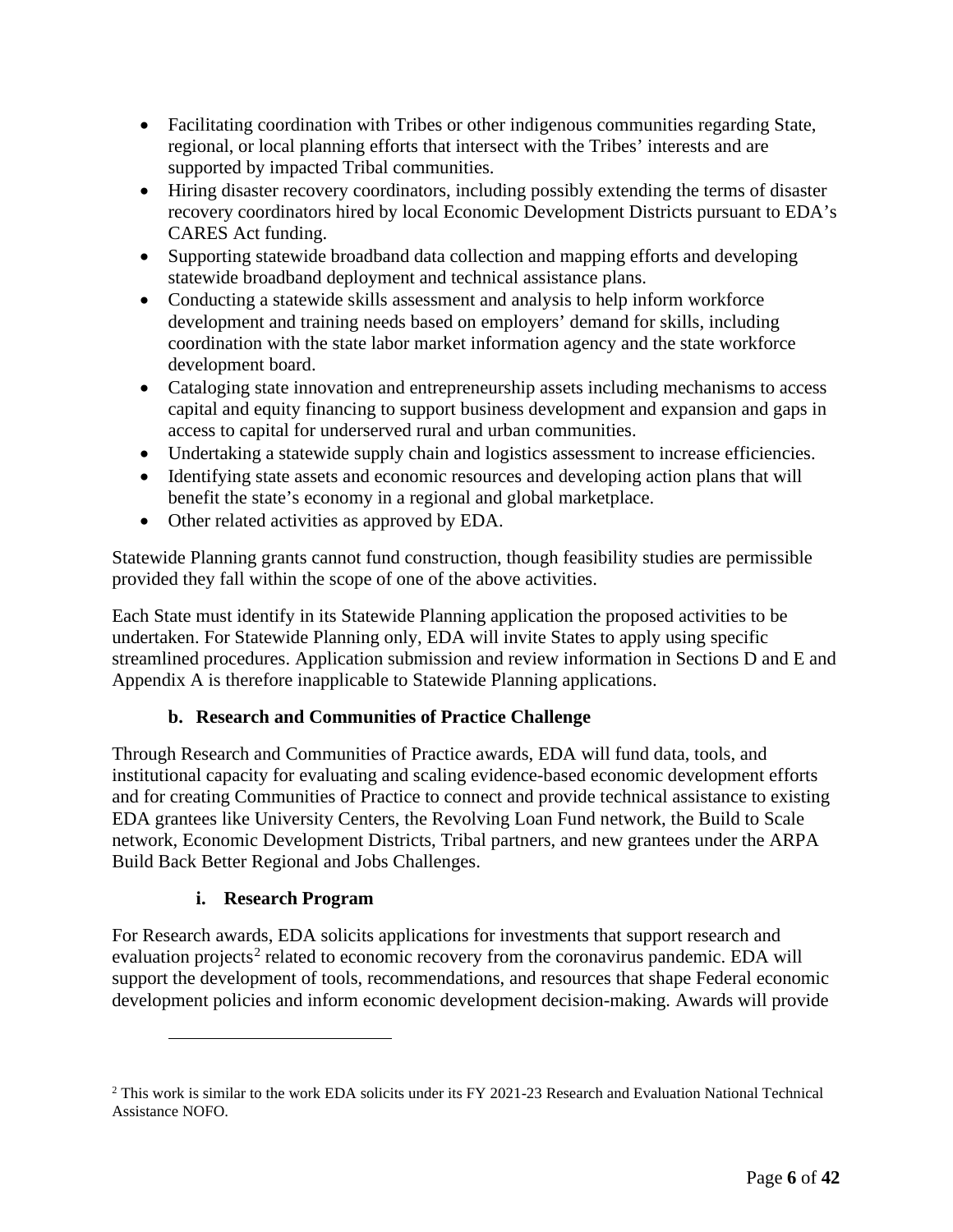- Facilitating coordination with Tribes or other indigenous communities regarding State, regional, or local planning efforts that intersect with the Tribes' interests and are supported by impacted Tribal communities.
- Hiring disaster recovery coordinators, including possibly extending the terms of disaster recovery coordinators hired by local Economic Development Districts pursuant to EDA's CARES Act funding.
- Supporting statewide broadband data collection and mapping efforts and developing statewide broadband deployment and technical assistance plans.
- Conducting a statewide skills assessment and analysis to help inform workforce development and training needs based on employers' demand for skills, including coordination with the state labor market information agency and the state workforce development board.
- Cataloging state innovation and entrepreneurship assets including mechanisms to access capital and equity financing to support business development and expansion and gaps in access to capital for underserved rural and urban communities.
- Undertaking a statewide supply chain and logistics assessment to increase efficiencies.
- Identifying state assets and economic resources and developing action plans that will benefit the state's economy in a regional and global marketplace.
- Other related activities as approved by EDA.

Statewide Planning grants cannot fund construction, though feasibility studies are permissible provided they fall within the scope of one of the above activities.

Each State must identify in its Statewide Planning application the proposed activities to be undertaken. For Statewide Planning only, EDA will invite States to apply using specific streamlined procedures. Application submission and review information in Sections D and E and Appendix A is therefore inapplicable to Statewide Planning applications.

#### b. Research and Communities of Practice Challenge

Through Research and Communities of Practice awards, EDA will fund data, tools, and institutional capacity for evaluating and scaling evidence-based economic development efforts and for creating Communities of Practice to connect and provide technical assistance to existing EDA grantees like University Centers, the Revolving Loan Fund network, the Build to Scale network, Economic Development Districts, Tribal partners, and new grantees under the ARPA Build Back Better Regional and Jobs Challenges.

##### i. Research Program

For Research awards, EDA solicits applications for investments that support research and evaluation projects[2] related to economic recovery from the coronavirus pandemic. EDA will support the development of tools, recommendations, and resources that shape Federal economic development policies and inform economic development decision-making. Awards will provide

[2] This work is similar to the work EDA solicits under its FY 2021-23 Research and Evaluation National Technical Assistance NOFO.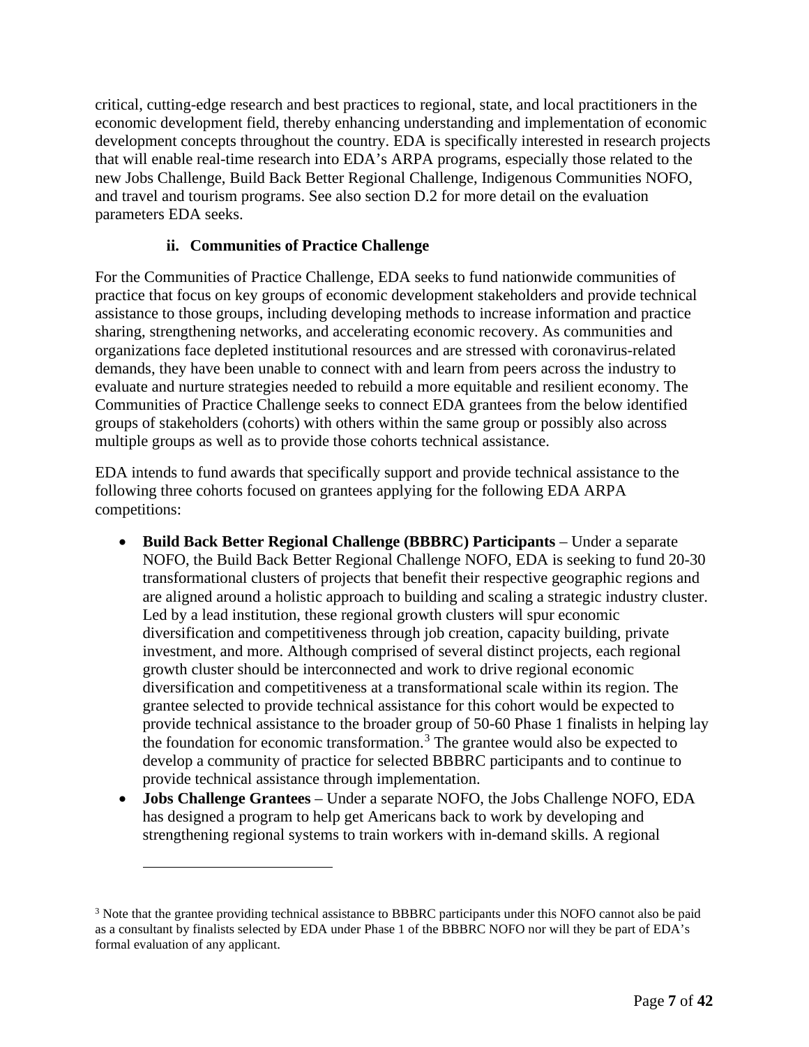critical, cutting-edge research and best practices to regional, state, and local practitioners in the economic development field, thereby enhancing understanding and implementation of economic development concepts throughout the country. EDA is specifically interested in research projects that will enable real-time research into EDA's ARPA programs, especially those related to the new Jobs Challenge, Build Back Better Regional Challenge, Indigenous Communities NOFO, and travel and tourism programs. See also section D.2 for more detail on the evaluation parameters EDA seeks.

### ii. Communities of Practice Challenge

For the Communities of Practice Challenge, EDA seeks to fund nationwide communities of practice that focus on key groups of economic development stakeholders and provide technical assistance to those groups, including developing methods to increase information and practice sharing, strengthening networks, and accelerating economic recovery. As communities and organizations face depleted institutional resources and are stressed with coronavirus-related demands, they have been unable to connect with and learn from peers across the industry to evaluate and nurture strategies needed to rebuild a more equitable and resilient economy. The Communities of Practice Challenge seeks to connect EDA grantees from the below identified groups of stakeholders (cohorts) with others within the same group or possibly also across multiple groups as well as to provide those cohorts technical assistance.

EDA intends to fund awards that specifically support and provide technical assistance to the following three cohorts focused on grantees applying for the following EDA ARPA competitions:

- **Build Back Better Regional Challenge (BBBRC) Participants** – Under a separate NOFO, the Build Back Better Regional Challenge NOFO, EDA is seeking to fund 20-30 transformational clusters of projects that benefit their respective geographic regions and are aligned around a holistic approach to building and scaling a strategic industry cluster. Led by a lead institution, these regional growth clusters will spur economic diversification and competitiveness through job creation, capacity building, private investment, and more. Although comprised of several distinct projects, each regional growth cluster should be interconnected and work to drive regional economic diversification and competitiveness at a transformational scale within its region. The grantee selected to provide technical assistance for this cohort would be expected to provide technical assistance to the broader group of 50-60 Phase 1 finalists in helping lay the foundation for economic transformation.[3] The grantee would also be expected to develop a community of practice for selected BBBRC participants and to continue to provide technical assistance through implementation.
- **Jobs Challenge Grantees** – Under a separate NOFO, the Jobs Challenge NOFO, EDA has designed a program to help get Americans back to work by developing and strengthening regional systems to train workers with in-demand skills. A regional

---

[3] Note that the grantee providing technical assistance to BBBRC participants under this NOFO cannot also be paid as a consultant by finalists selected by EDA under Phase 1 of the BBBRC NOFO nor will they be part of EDA's formal evaluation of any applicant.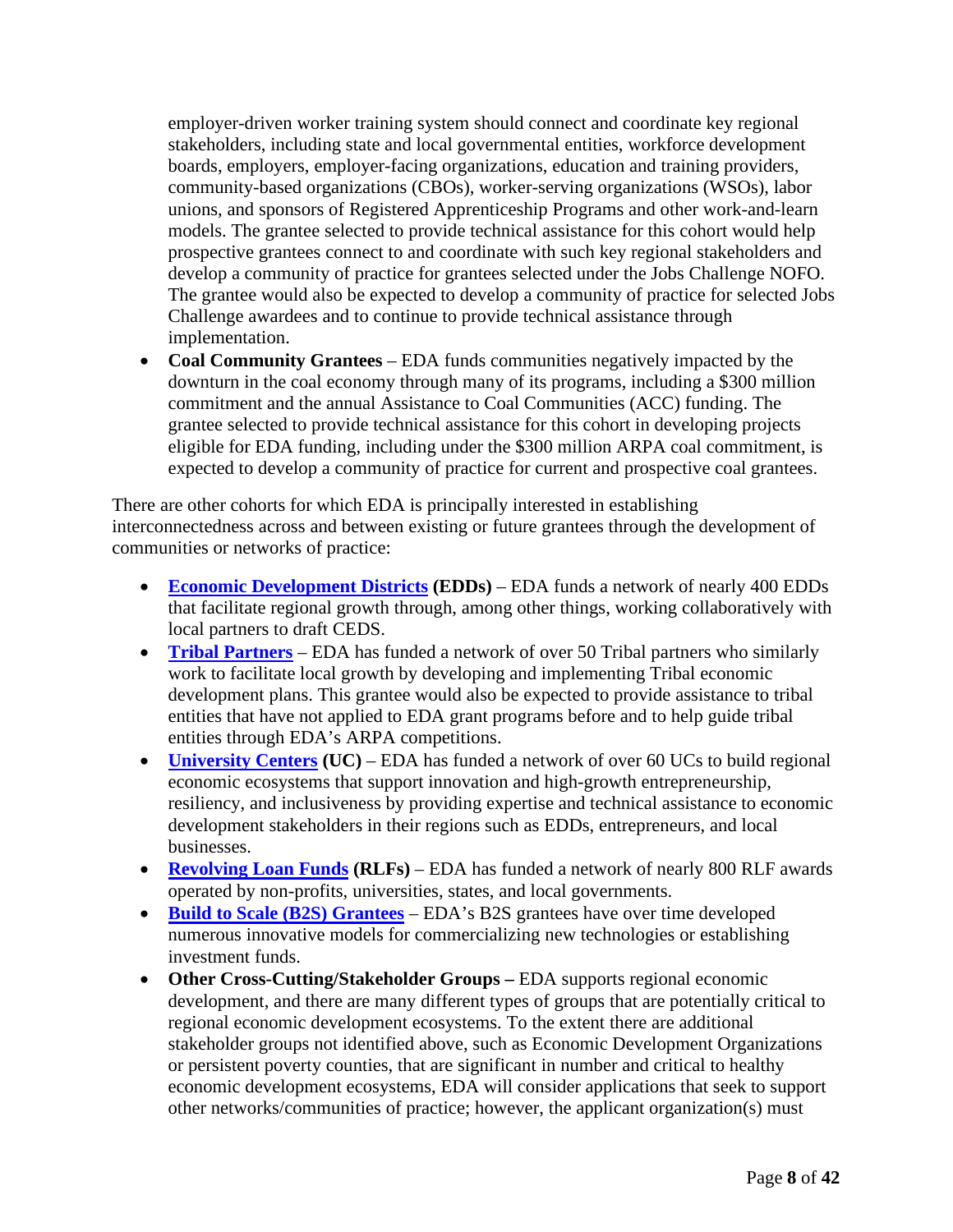employer-driven worker training system should connect and coordinate key regional stakeholders, including state and local governmental entities, workforce development boards, employers, employer-facing organizations, education and training providers, community-based organizations (CBOs), worker-serving organizations (WSOs), labor unions, and sponsors of Registered Apprenticeship Programs and other work-and-learn models. The grantee selected to provide technical assistance for this cohort would help prospective grantees connect to and coordinate with such key regional stakeholders and develop a community of practice for grantees selected under the Jobs Challenge NOFO. The grantee would also be expected to develop a community of practice for selected Jobs Challenge awardees and to continue to provide technical assistance through implementation.

- **Coal Community Grantees** – EDA funds communities negatively impacted by the downturn in the coal economy through many of its programs, including a $300 million commitment and the annual Assistance to Coal Communities (ACC) funding. The grantee selected to provide technical assistance for this cohort in developing projects eligible for EDA funding, including under the $300 million ARPA coal commitment, is expected to develop a community of practice for current and prospective coal grantees.

There are other cohorts for which EDA is principally interested in establishing interconnectedness across and between existing or future grantees through the development of communities or networks of practice:

- **Economic Development Districts (EDDs)** – EDA funds a network of nearly 400 EDDs that facilitate regional growth through, among other things, working collaboratively with local partners to draft CEDS.
- **Tribal Partners** – EDA has funded a network of over 50 Tribal partners who similarly work to facilitate local growth by developing and implementing Tribal economic development plans. This grantee would also be expected to provide assistance to tribal entities that have not applied to EDA grant programs before and to help guide tribal entities through EDA's ARPA competitions.
- **University Centers (UC)** – EDA has funded a network of over 60 UCs to build regional economic ecosystems that support innovation and high-growth entrepreneurship, resiliency, and inclusiveness by providing expertise and technical assistance to economic development stakeholders in their regions such as EDDs, entrepreneurs, and local businesses.
- **Revolving Loan Funds (RLFs)** – EDA has funded a network of nearly 800 RLF awards operated by non-profits, universities, states, and local governments.
- **Build to Scale (B2S) Grantees** – EDA's B2S grantees have over time developed numerous innovative models for commercializing new technologies or establishing investment funds.
- **Other Cross-Cutting/Stakeholder Groups –** EDA supports regional economic development, and there are many different types of groups that are potentially critical to regional economic development ecosystems. To the extent there are additional stakeholder groups not identified above, such as Economic Development Organizations or persistent poverty counties, that are significant in number and critical to healthy economic development ecosystems, EDA will consider applications that seek to support other networks/communities of practice; however, the applicant organization(s) must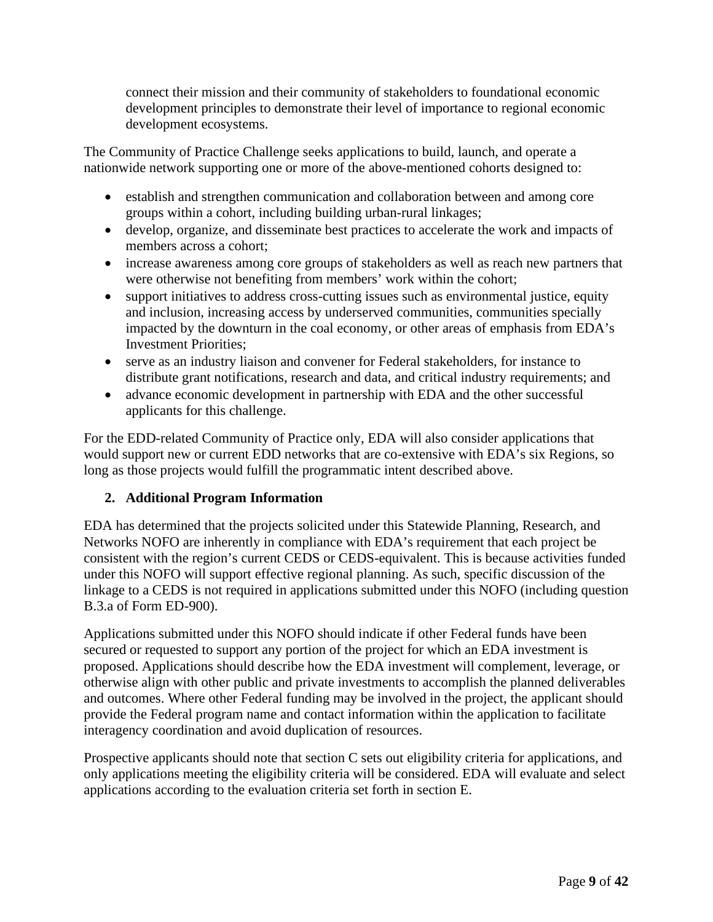connect their mission and their community of stakeholders to foundational economic development principles to demonstrate their level of importance to regional economic development ecosystems.

The Community of Practice Challenge seeks applications to build, launch, and operate a nationwide network supporting one or more of the above-mentioned cohorts designed to:

- establish and strengthen communication and collaboration between and among core groups within a cohort, including building urban-rural linkages;
- develop, organize, and disseminate best practices to accelerate the work and impacts of members across a cohort;
- increase awareness among core groups of stakeholders as well as reach new partners that were otherwise not benefiting from members' work within the cohort;
- support initiatives to address cross-cutting issues such as environmental justice, equity and inclusion, increasing access by underserved communities, communities specially impacted by the downturn in the coal economy, or other areas of emphasis from EDA's Investment Priorities;
- serve as an industry liaison and convener for Federal stakeholders, for instance to distribute grant notifications, research and data, and critical industry requirements; and
- advance economic development in partnership with EDA and the other successful applicants for this challenge.

For the EDD-related Community of Practice only, EDA will also consider applications that would support new or current EDD networks that are co-extensive with EDA's six Regions, so long as those projects would fulfill the programmatic intent described above.

**2. Additional Program Information**

EDA has determined that the projects solicited under this Statewide Planning, Research, and Networks NOFO are inherently in compliance with EDA's requirement that each project be consistent with the region's current CEDS or CEDS-equivalent. This is because activities funded under this NOFO will support effective regional planning. As such, specific discussion of the linkage to a CEDS is not required in applications submitted under this NOFO (including question B.3.a of Form ED-900).

Applications submitted under this NOFO should indicate if other Federal funds have been secured or requested to support any portion of the project for which an EDA investment is proposed. Applications should describe how the EDA investment will complement, leverage, or otherwise align with other public and private investments to accomplish the planned deliverables and outcomes. Where other Federal funding may be involved in the project, the applicant should provide the Federal program name and contact information within the application to facilitate interagency coordination and avoid duplication of resources.

Prospective applicants should note that section C sets out eligibility criteria for applications, and only applications meeting the eligibility criteria will be considered. EDA will evaluate and select applications according to the evaluation criteria set forth in section E.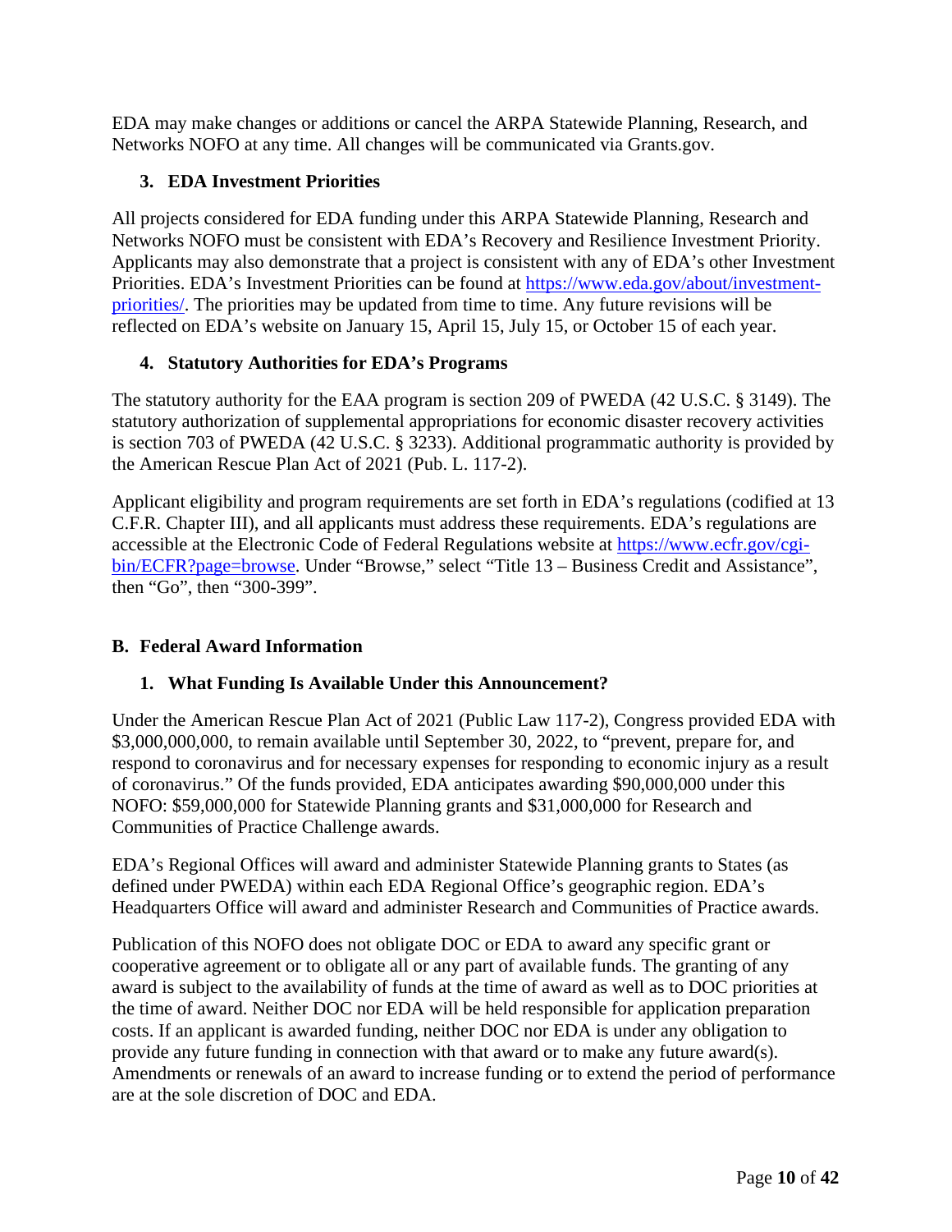EDA may make changes or additions or cancel the ARPA Statewide Planning, Research, and Networks NOFO at any time. All changes will be communicated via Grants.gov.

### 3. EDA Investment Priorities

All projects considered for EDA funding under this ARPA Statewide Planning, Research and Networks NOFO must be consistent with EDA's Recovery and Resilience Investment Priority. Applicants may also demonstrate that a project is consistent with any of EDA's other Investment Priorities. EDA's Investment Priorities can be found at [https://www.eda.gov/about/investment-priorities/](https://www.eda.gov/about/investment-priorities/). The priorities may be updated from time to time. Any future revisions will be reflected on EDA's website on January 15, April 15, July 15, or October 15 of each year.

### 4. Statutory Authorities for EDA's Programs

The statutory authority for the EAA program is section 209 of PWEDA (42 U.S.C. § 3149). The statutory authorization of supplemental appropriations for economic disaster recovery activities is section 703 of PWEDA (42 U.S.C. § 3233). Additional programmatic authority is provided by the American Rescue Plan Act of 2021 (Pub. L. 117-2).

Applicant eligibility and program requirements are set forth in EDA's regulations (codified at 13 C.F.R. Chapter III), and all applicants must address these requirements. EDA's regulations are accessible at the Electronic Code of Federal Regulations website at [https://www.ecfr.gov/cgi-bin/ECFR?page=browse](https://www.ecfr.gov/cgi-bin/ECFR?page=browse). Under "Browse," select "Title 13 – Business Credit and Assistance", then "Go", then "300-399".

## B. Federal Award Information

### 1. What Funding Is Available Under this Announcement?

Under the American Rescue Plan Act of 2021 (Public Law 117-2), Congress provided EDA with $3,000,000,000, to remain available until September 30, 2022, to "prevent, prepare for, and respond to coronavirus and for necessary expenses for responding to economic injury as a result of coronavirus." Of the funds provided, EDA anticipates awarding $90,000,000 under this NOFO: $59,000,000 for Statewide Planning grants and $31,000,000 for Research and Communities of Practice Challenge awards.

EDA's Regional Offices will award and administer Statewide Planning grants to States (as defined under PWEDA) within each EDA Regional Office's geographic region. EDA's Headquarters Office will award and administer Research and Communities of Practice awards.

Publication of this NOFO does not obligate DOC or EDA to award any specific grant or cooperative agreement or to obligate all or any part of available funds. The granting of any award is subject to the availability of funds at the time of award as well as to DOC priorities at the time of award. Neither DOC nor EDA will be held responsible for application preparation costs. If an applicant is awarded funding, neither DOC nor EDA is under any obligation to provide any future funding in connection with that award or to make any future award(s). Amendments or renewals of an award to increase funding or to extend the period of performance are at the sole discretion of DOC and EDA.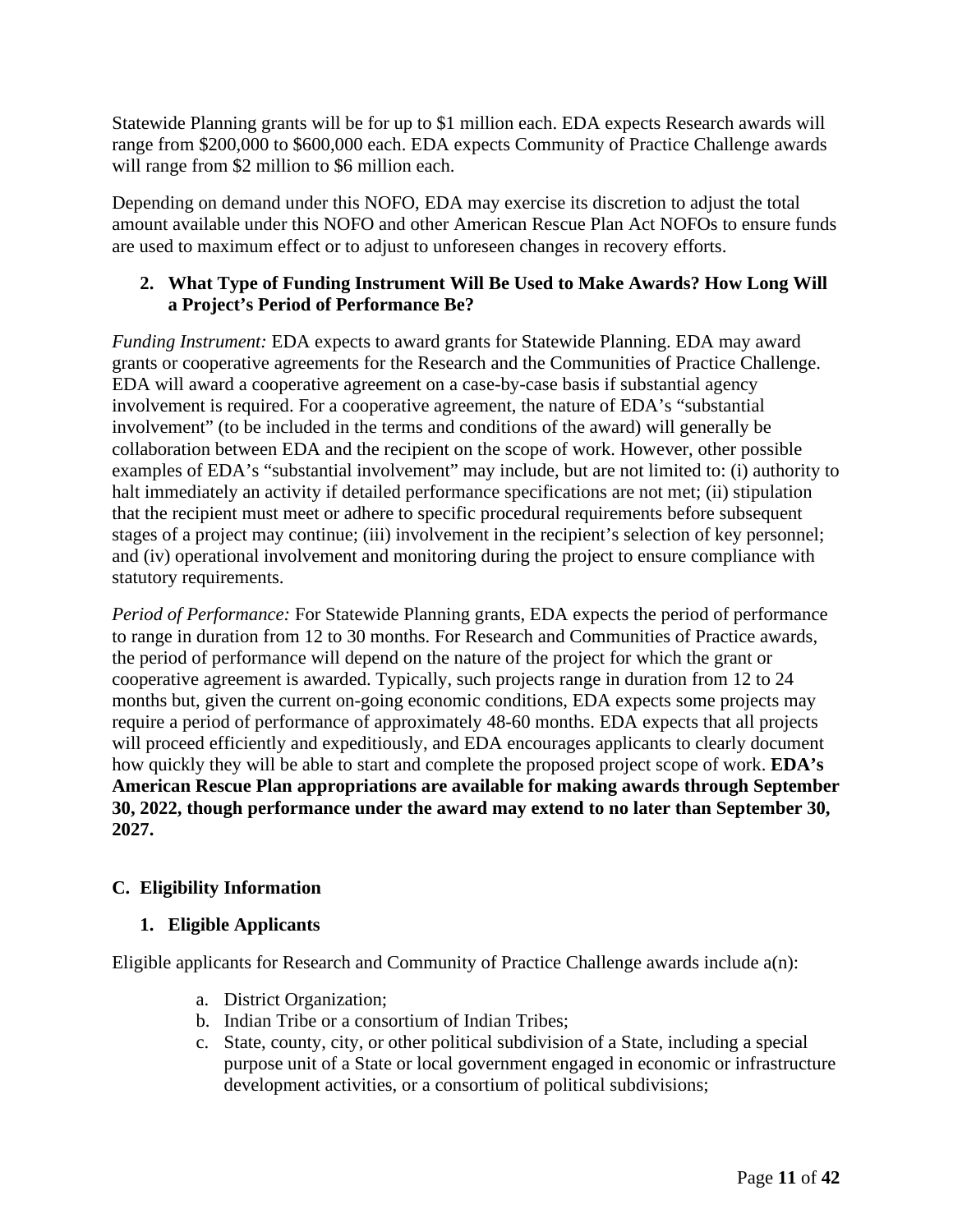Statewide Planning grants will be for up to $1 million each. EDA expects Research awards will range from $200,000 to $600,000 each. EDA expects Community of Practice Challenge awards will range from $2 million to $6 million each.

Depending on demand under this NOFO, EDA may exercise its discretion to adjust the total amount available under this NOFO and other American Rescue Plan Act NOFOs to ensure funds are used to maximum effect or to adjust to unforeseen changes in recovery efforts.

### 2. What Type of Funding Instrument Will Be Used to Make Awards? How Long Will a Project's Period of Performance Be?

*Funding Instrument:* EDA expects to award grants for Statewide Planning. EDA may award grants or cooperative agreements for the Research and the Communities of Practice Challenge. EDA will award a cooperative agreement on a case-by-case basis if substantial agency involvement is required. For a cooperative agreement, the nature of EDA's "substantial involvement" (to be included in the terms and conditions of the award) will generally be collaboration between EDA and the recipient on the scope of work. However, other possible examples of EDA's "substantial involvement" may include, but are not limited to: (i) authority to halt immediately an activity if detailed performance specifications are not met; (ii) stipulation that the recipient must meet or adhere to specific procedural requirements before subsequent stages of a project may continue; (iii) involvement in the recipient's selection of key personnel; and (iv) operational involvement and monitoring during the project to ensure compliance with statutory requirements.

*Period of Performance:* For Statewide Planning grants, EDA expects the period of performance to range in duration from 12 to 30 months. For Research and Communities of Practice awards, the period of performance will depend on the nature of the project for which the grant or cooperative agreement is awarded. Typically, such projects range in duration from 12 to 24 months but, given the current on-going economic conditions, EDA expects some projects may require a period of performance of approximately 48-60 months. EDA expects that all projects will proceed efficiently and expeditiously, and EDA encourages applicants to clearly document how quickly they will be able to start and complete the proposed project scope of work. **EDA's American Rescue Plan appropriations are available for making awards through September 30, 2022, though performance under the award may extend to no later than September 30, 2027.**

## C. Eligibility Information

### 1. Eligible Applicants

Eligible applicants for Research and Community of Practice Challenge awards include a(n):

a. District Organization;
b. Indian Tribe or a consortium of Indian Tribes;
c. State, county, city, or other political subdivision of a State, including a special purpose unit of a State or local government engaged in economic or infrastructure development activities, or a consortium of political subdivisions;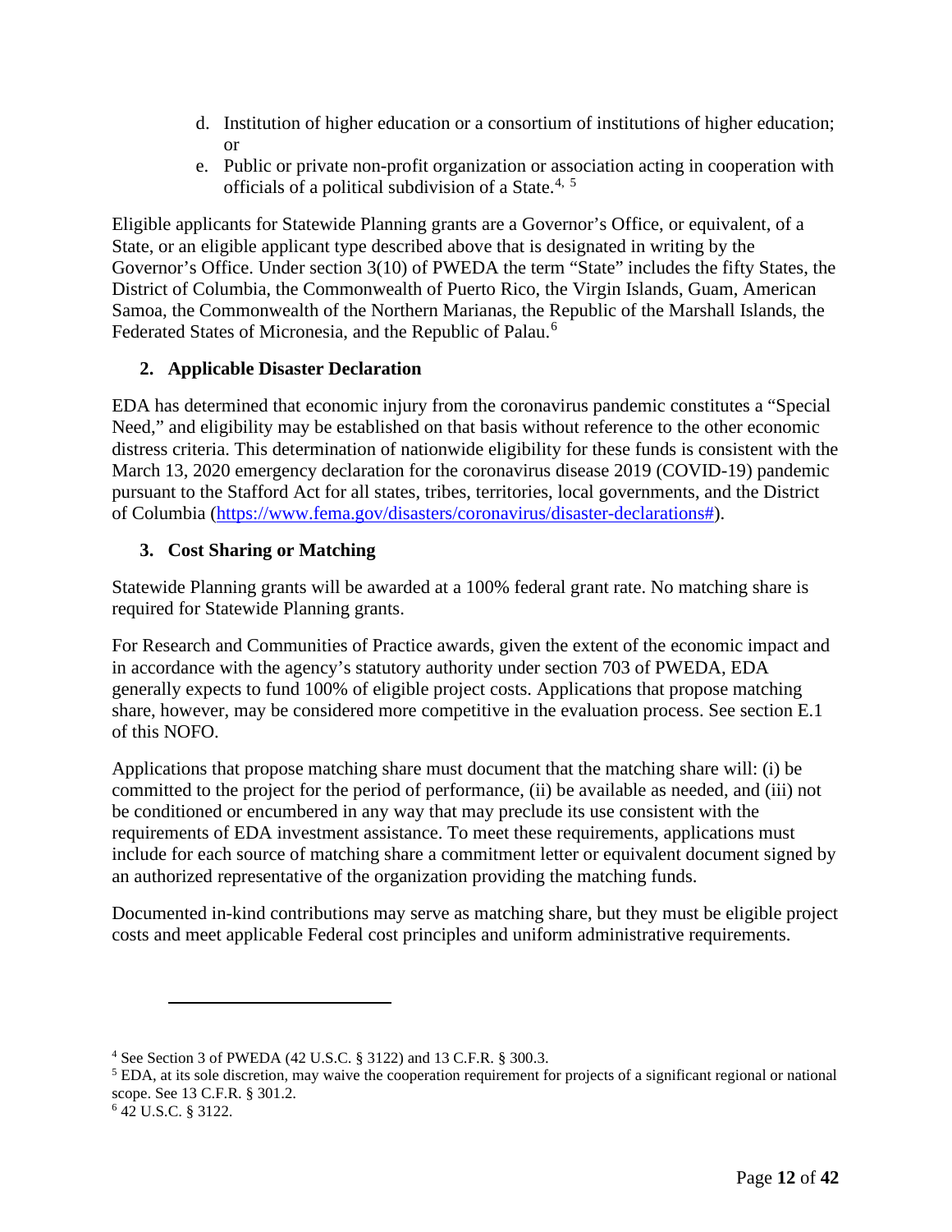d. Institution of higher education or a consortium of institutions of higher education; or
e. Public or private non-profit organization or association acting in cooperation with officials of a political subdivision of a State.[4, 5]

Eligible applicants for Statewide Planning grants are a Governor's Office, or equivalent, of a State, or an eligible applicant type described above that is designated in writing by the Governor's Office. Under section 3(10) of PWEDA the term "State" includes the fifty States, the District of Columbia, the Commonwealth of Puerto Rico, the Virgin Islands, Guam, American Samoa, the Commonwealth of the Northern Marianas, the Republic of the Marshall Islands, the Federated States of Micronesia, and the Republic of Palau.[6]

### 2. Applicable Disaster Declaration

EDA has determined that economic injury from the coronavirus pandemic constitutes a "Special Need," and eligibility may be established on that basis without reference to the other economic distress criteria. This determination of nationwide eligibility for these funds is consistent with the March 13, 2020 emergency declaration for the coronavirus disease 2019 (COVID-19) pandemic pursuant to the Stafford Act for all states, tribes, territories, local governments, and the District of Columbia (https://www.fema.gov/disasters/coronavirus/disaster-declarations#).

### 3. Cost Sharing or Matching

Statewide Planning grants will be awarded at a 100% federal grant rate. No matching share is required for Statewide Planning grants.

For Research and Communities of Practice awards, given the extent of the economic impact and in accordance with the agency's statutory authority under section 703 of PWEDA, EDA generally expects to fund 100% of eligible project costs. Applications that propose matching share, however, may be considered more competitive in the evaluation process. See section E.1 of this NOFO.

Applications that propose matching share must document that the matching share will: (i) be committed to the project for the period of performance, (ii) be available as needed, and (iii) not be conditioned or encumbered in any way that may preclude its use consistent with the requirements of EDA investment assistance. To meet these requirements, applications must include for each source of matching share a commitment letter or equivalent document signed by an authorized representative of the organization providing the matching funds.

Documented in-kind contributions may serve as matching share, but they must be eligible project costs and meet applicable Federal cost principles and uniform administrative requirements.

---

[4] See Section 3 of PWEDA (42 U.S.C. § 3122) and 13 C.F.R. § 300.3.

[5] EDA, at its sole discretion, may waive the cooperation requirement for projects of a significant regional or national scope. See 13 C.F.R. § 301.2.

[6] 42 U.S.C. § 3122.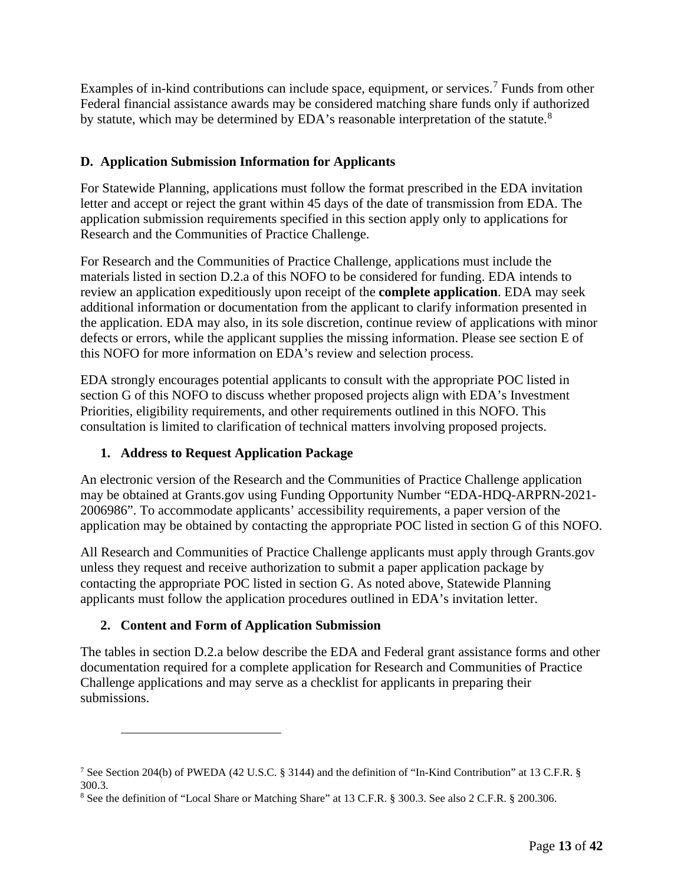Examples of in-kind contributions can include space, equipment, or services.[7] Funds from other Federal financial assistance awards may be considered matching share funds only if authorized by statute, which may be determined by EDA's reasonable interpretation of the statute.[8]

## D. Application Submission Information for Applicants

For Statewide Planning, applications must follow the format prescribed in the EDA invitation letter and accept or reject the grant within 45 days of the date of transmission from EDA. The application submission requirements specified in this section apply only to applications for Research and the Communities of Practice Challenge.

For Research and the Communities of Practice Challenge, applications must include the materials listed in section D.2.a of this NOFO to be considered for funding. EDA intends to review an application expeditiously upon receipt of the **complete application**. EDA may seek additional information or documentation from the applicant to clarify information presented in the application. EDA may also, in its sole discretion, continue review of applications with minor defects or errors, while the applicant supplies the missing information. Please see section E of this NOFO for more information on EDA's review and selection process.

EDA strongly encourages potential applicants to consult with the appropriate POC listed in section G of this NOFO to discuss whether proposed projects align with EDA's Investment Priorities, eligibility requirements, and other requirements outlined in this NOFO. This consultation is limited to clarification of technical matters involving proposed projects.

### 1. Address to Request Application Package

An electronic version of the Research and the Communities of Practice Challenge application may be obtained at Grants.gov using Funding Opportunity Number "EDA-HDQ-ARPRN-2021-2006986". To accommodate applicants' accessibility requirements, a paper version of the application may be obtained by contacting the appropriate POC listed in section G of this NOFO.

All Research and Communities of Practice Challenge applicants must apply through Grants.gov unless they request and receive authorization to submit a paper application package by contacting the appropriate POC listed in section G. As noted above, Statewide Planning applicants must follow the application procedures outlined in EDA's invitation letter.

### 2. Content and Form of Application Submission

The tables in section D.2.a below describe the EDA and Federal grant assistance forms and other documentation required for a complete application for Research and Communities of Practice Challenge applications and may serve as a checklist for applicants in preparing their submissions.

---

[7] See Section 204(b) of PWEDA (42 U.S.C. § 3144) and the definition of "In-Kind Contribution" at 13 C.F.R. § 300.3.

[8] See the definition of "Local Share or Matching Share" at 13 C.F.R. § 300.3. See also 2 C.F.R. § 200.306.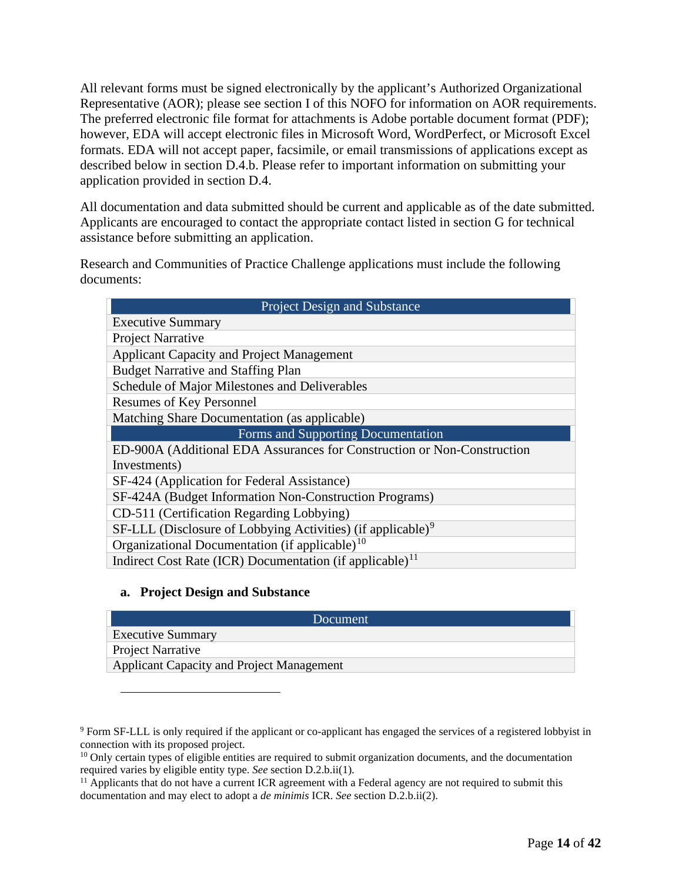All relevant forms must be signed electronically by the applicant's Authorized Organizational Representative (AOR); please see section I of this NOFO for information on AOR requirements. The preferred electronic file format for attachments is Adobe portable document format (PDF); however, EDA will accept electronic files in Microsoft Word, WordPerfect, or Microsoft Excel formats. EDA will not accept paper, facsimile, or email transmissions of applications except as described below in section D.4.b. Please refer to important information on submitting your application provided in section D.4.

All documentation and data submitted should be current and applicable as of the date submitted. Applicants are encouraged to contact the appropriate contact listed in section G for technical assistance before submitting an application.

Research and Communities of Practice Challenge applications must include the following documents:

| Project Design and Substance |
| --- |
| Executive Summary |
| Project Narrative |
| Applicant Capacity and Project Management |
| Budget Narrative and Staffing Plan |
| Schedule of Major Milestones and Deliverables |
| Resumes of Key Personnel |
| Matching Share Documentation (as applicable) |
| **Forms and Supporting Documentation** |
| ED-900A (Additional EDA Assurances for Construction or Non-Construction Investments) |
| SF-424 (Application for Federal Assistance) |
| SF-424A (Budget Information Non-Construction Programs) |
| CD-511 (Certification Regarding Lobbying) |
| SF-LLL (Disclosure of Lobbying Activities) (if applicable)[9] |
| Organizational Documentation (if applicable)[10] |
| Indirect Cost Rate (ICR) Documentation (if applicable)[11] |

**a. Project Design and Substance**

| Document |
| --- |
| Executive Summary |
| Project Narrative |
| Applicant Capacity and Project Management |

[9] Form SF-LLL is only required if the applicant or co-applicant has engaged the services of a registered lobbyist in connection with its proposed project.

[10] Only certain types of eligible entities are required to submit organization documents, and the documentation required varies by eligible entity type. *See* section D.2.b.ii(1).

[11] Applicants that do not have a current ICR agreement with a Federal agency are not required to submit this documentation and may elect to adopt a *de minimis* ICR. *See* section D.2.b.ii(2).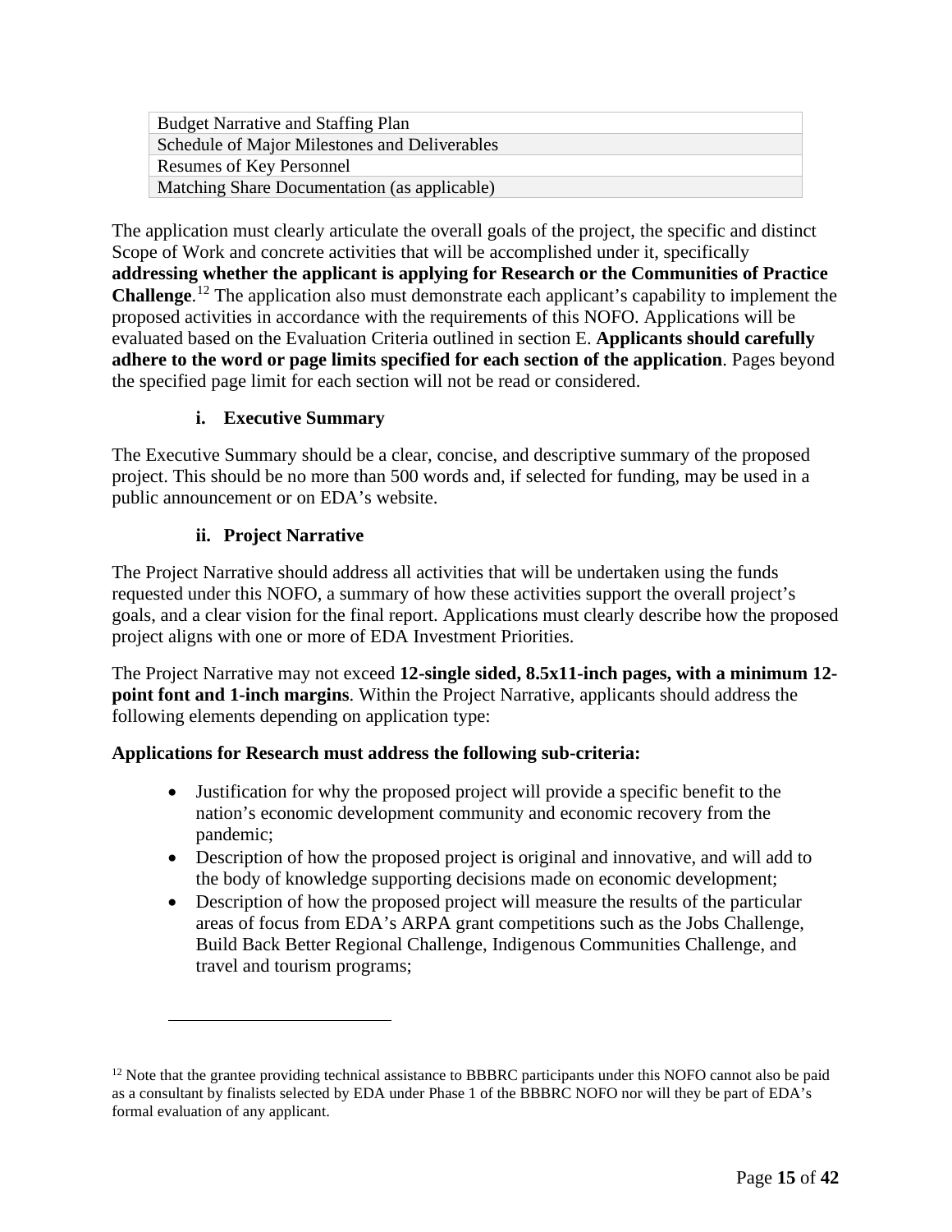| Budget Narrative and Staffing Plan |
| --- |
| Schedule of Major Milestones and Deliverables |
| Resumes of Key Personnel |
| Matching Share Documentation (as applicable) |

The application must clearly articulate the overall goals of the project, the specific and distinct Scope of Work and concrete activities that will be accomplished under it, specifically **addressing whether the applicant is applying for Research or the Communities of Practice Challenge**.[12] The application also must demonstrate each applicant's capability to implement the proposed activities in accordance with the requirements of this NOFO. Applications will be evaluated based on the Evaluation Criteria outlined in section E. **Applicants should carefully adhere to the word or page limits specified for each section of the application**. Pages beyond the specified page limit for each section will not be read or considered.

#### i. Executive Summary

The Executive Summary should be a clear, concise, and descriptive summary of the proposed project. This should be no more than 500 words and, if selected for funding, may be used in a public announcement or on EDA's website.

#### ii. Project Narrative

The Project Narrative should address all activities that will be undertaken using the funds requested under this NOFO, a summary of how these activities support the overall project's goals, and a clear vision for the final report. Applications must clearly describe how the proposed project aligns with one or more of EDA Investment Priorities.

The Project Narrative may not exceed **12-single sided, 8.5x11-inch pages, with a minimum 12-point font and 1-inch margins**. Within the Project Narrative, applicants should address the following elements depending on application type:

**Applications for Research must address the following sub-criteria:**

- Justification for why the proposed project will provide a specific benefit to the nation's economic development community and economic recovery from the pandemic;
- Description of how the proposed project is original and innovative, and will add to the body of knowledge supporting decisions made on economic development;
- Description of how the proposed project will measure the results of the particular areas of focus from EDA's ARPA grant competitions such as the Jobs Challenge, Build Back Better Regional Challenge, Indigenous Communities Challenge, and travel and tourism programs;

---

[12] Note that the grantee providing technical assistance to BBBRC participants under this NOFO cannot also be paid as a consultant by finalists selected by EDA under Phase 1 of the BBBRC NOFO nor will they be part of EDA's formal evaluation of any applicant.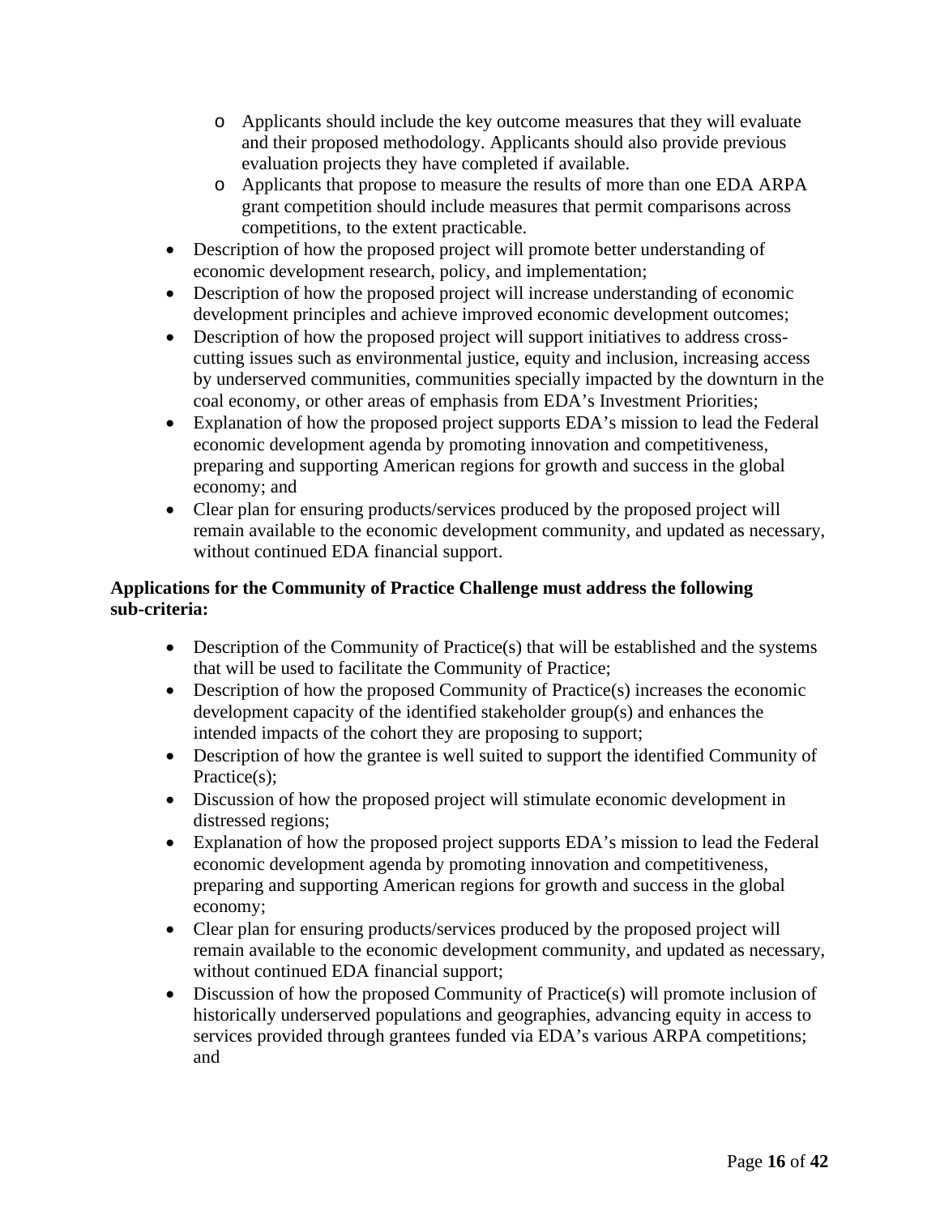- Applicants should include the key outcome measures that they will evaluate and their proposed methodology. Applicants should also provide previous evaluation projects they have completed if available.
  - Applicants that propose to measure the results of more than one EDA ARPA grant competition should include measures that permit comparisons across competitions, to the extent practicable.
- Description of how the proposed project will promote better understanding of economic development research, policy, and implementation;
- Description of how the proposed project will increase understanding of economic development principles and achieve improved economic development outcomes;
- Description of how the proposed project will support initiatives to address cross-cutting issues such as environmental justice, equity and inclusion, increasing access by underserved communities, communities specially impacted by the downturn in the coal economy, or other areas of emphasis from EDA's Investment Priorities;
- Explanation of how the proposed project supports EDA's mission to lead the Federal economic development agenda by promoting innovation and competitiveness, preparing and supporting American regions for growth and success in the global economy; and
- Clear plan for ensuring products/services produced by the proposed project will remain available to the economic development community, and updated as necessary, without continued EDA financial support.

**Applications for the Community of Practice Challenge must address the following sub-criteria:**

- Description of the Community of Practice(s) that will be established and the systems that will be used to facilitate the Community of Practice;
- Description of how the proposed Community of Practice(s) increases the economic development capacity of the identified stakeholder group(s) and enhances the intended impacts of the cohort they are proposing to support;
- Description of how the grantee is well suited to support the identified Community of Practice(s);
- Discussion of how the proposed project will stimulate economic development in distressed regions;
- Explanation of how the proposed project supports EDA's mission to lead the Federal economic development agenda by promoting innovation and competitiveness, preparing and supporting American regions for growth and success in the global economy;
- Clear plan for ensuring products/services produced by the proposed project will remain available to the economic development community, and updated as necessary, without continued EDA financial support;
- Discussion of how the proposed Community of Practice(s) will promote inclusion of historically underserved populations and geographies, advancing equity in access to services provided through grantees funded via EDA's various ARPA competitions; and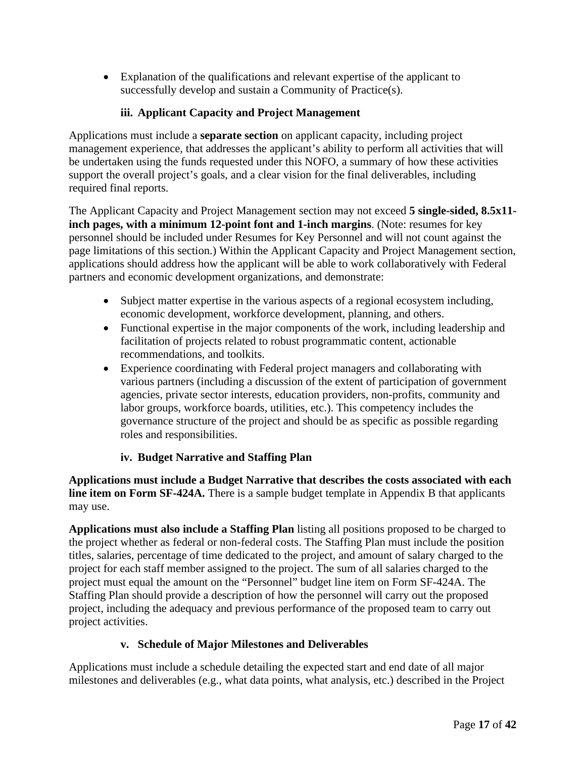- Explanation of the qualifications and relevant expertise of the applicant to successfully develop and sustain a Community of Practice(s).

#### iii. Applicant Capacity and Project Management

Applications must include a **separate section** on applicant capacity, including project management experience, that addresses the applicant's ability to perform all activities that will be undertaken using the funds requested under this NOFO, a summary of how these activities support the overall project's goals, and a clear vision for the final deliverables, including required final reports.

The Applicant Capacity and Project Management section may not exceed **5 single-sided, 8.5x11-inch pages, with a minimum 12-point font and 1-inch margins**. (Note: resumes for key personnel should be included under Resumes for Key Personnel and will not count against the page limitations of this section.) Within the Applicant Capacity and Project Management section, applications should address how the applicant will be able to work collaboratively with Federal partners and economic development organizations, and demonstrate:

- Subject matter expertise in the various aspects of a regional ecosystem including, economic development, workforce development, planning, and others.
- Functional expertise in the major components of the work, including leadership and facilitation of projects related to robust programmatic content, actionable recommendations, and toolkits.
- Experience coordinating with Federal project managers and collaborating with various partners (including a discussion of the extent of participation of government agencies, private sector interests, education providers, non-profits, community and labor groups, workforce boards, utilities, etc.). This competency includes the governance structure of the project and should be as specific as possible regarding roles and responsibilities.

#### iv. Budget Narrative and Staffing Plan

**Applications must include a Budget Narrative that describes the costs associated with each line item on Form SF-424A.** There is a sample budget template in Appendix B that applicants may use.

**Applications must also include a Staffing Plan** listing all positions proposed to be charged to the project whether as federal or non-federal costs. The Staffing Plan must include the position titles, salaries, percentage of time dedicated to the project, and amount of salary charged to the project for each staff member assigned to the project. The sum of all salaries charged to the project must equal the amount on the "Personnel" budget line item on Form SF-424A. The Staffing Plan should provide a description of how the personnel will carry out the proposed project, including the adequacy and previous performance of the proposed team to carry out project activities.

#### v. Schedule of Major Milestones and Deliverables

Applications must include a schedule detailing the expected start and end date of all major milestones and deliverables (e.g., what data points, what analysis, etc.) described in the Project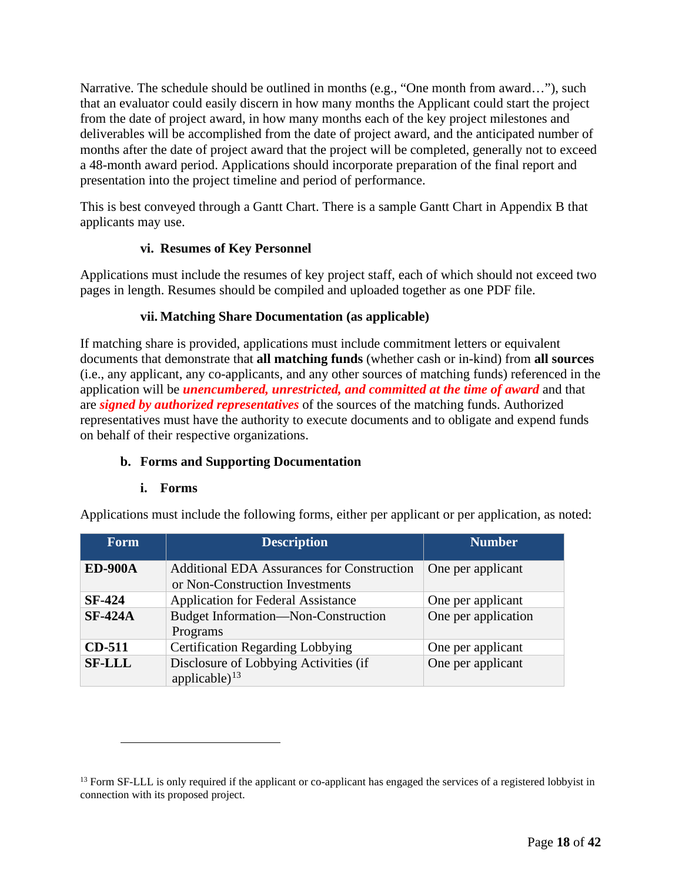Narrative. The schedule should be outlined in months (e.g., "One month from award…"), such that an evaluator could easily discern in how many months the Applicant could start the project from the date of project award, in how many months each of the key project milestones and deliverables will be accomplished from the date of project award, and the anticipated number of months after the date of project award that the project will be completed, generally not to exceed a 48-month award period. Applications should incorporate preparation of the final report and presentation into the project timeline and period of performance.

This is best conveyed through a Gantt Chart. There is a sample Gantt Chart in Appendix B that applicants may use.

#### vi. Resumes of Key Personnel

Applications must include the resumes of key project staff, each of which should not exceed two pages in length. Resumes should be compiled and uploaded together as one PDF file.

#### vii. Matching Share Documentation (as applicable)

If matching share is provided, applications must include commitment letters or equivalent documents that demonstrate that **all matching funds** (whether cash or in-kind) from **all sources** (i.e., any applicant, any co-applicants, and any other sources of matching funds) referenced in the application will be ***unencumbered, unrestricted, and committed at the time of award*** and that are ***signed by authorized representatives*** of the sources of the matching funds. Authorized representatives must have the authority to execute documents and to obligate and expend funds on behalf of their respective organizations.

### b. Forms and Supporting Documentation

#### i. Forms

Applications must include the following forms, either per applicant or per application, as noted:

| Form | Description | Number |
| --- | --- | --- |
| **ED-900A** | Additional EDA Assurances for Construction or Non-Construction Investments | One per applicant |
| **SF-424** | Application for Federal Assistance | One per applicant |
| **SF-424A** | Budget Information—Non-Construction Programs | One per application |
| **CD-511** | Certification Regarding Lobbying | One per applicant |
| **SF-LLL** | Disclosure of Lobbying Activities (if applicable)[13] | One per applicant |

[13] Form SF-LLL is only required if the applicant or co-applicant has engaged the services of a registered lobbyist in connection with its proposed project.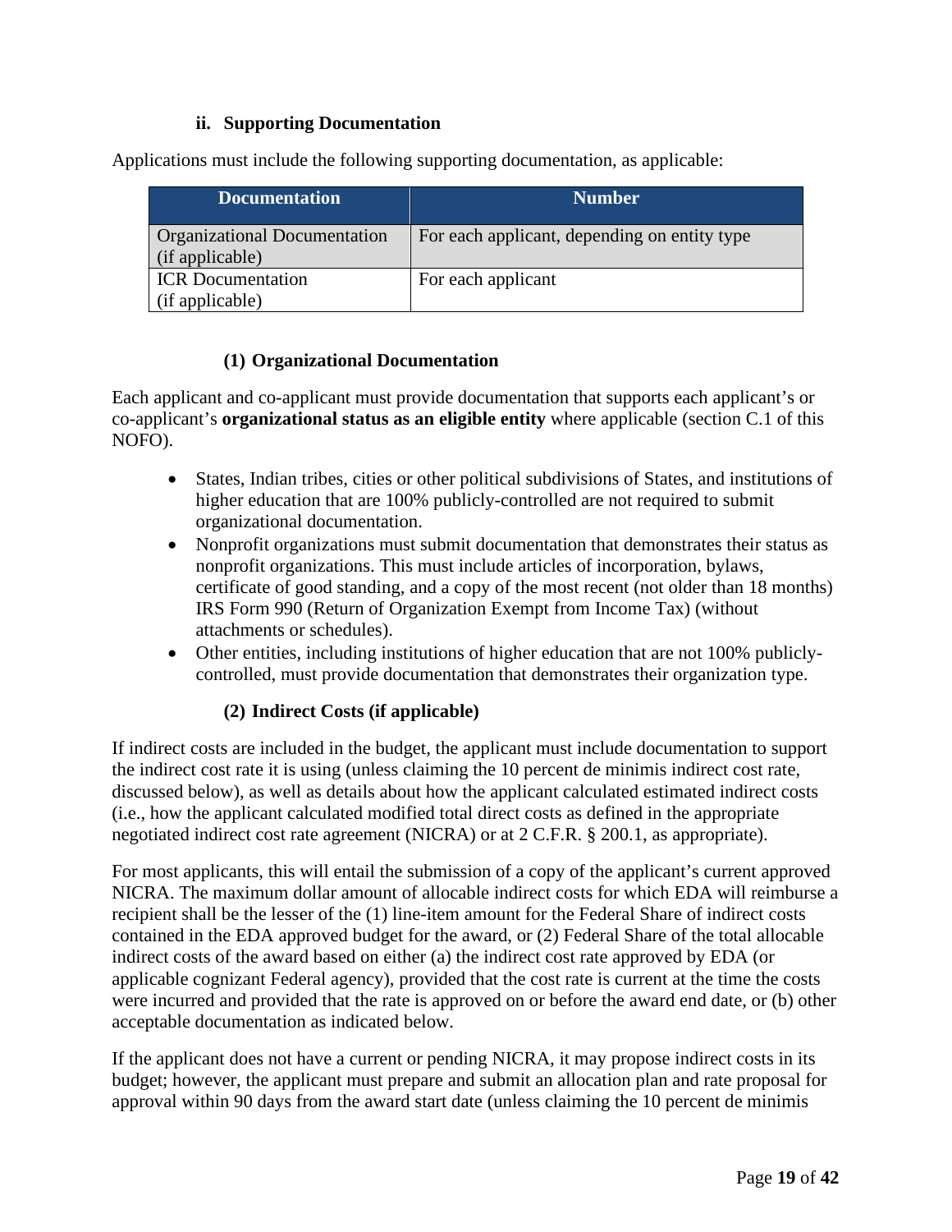#### ii. Supporting Documentation

Applications must include the following supporting documentation, as applicable:

| Documentation | Number |
| --- | --- |
| Organizational Documentation (if applicable) | For each applicant, depending on entity type |
| ICR Documentation (if applicable) | For each applicant |

##### (1) Organizational Documentation

Each applicant and co-applicant must provide documentation that supports each applicant's or co-applicant's **organizational status as an eligible entity** where applicable (section C.1 of this NOFO).

- States, Indian tribes, cities or other political subdivisions of States, and institutions of higher education that are 100% publicly-controlled are not required to submit organizational documentation.
- Nonprofit organizations must submit documentation that demonstrates their status as nonprofit organizations. This must include articles of incorporation, bylaws, certificate of good standing, and a copy of the most recent (not older than 18 months) IRS Form 990 (Return of Organization Exempt from Income Tax) (without attachments or schedules).
- Other entities, including institutions of higher education that are not 100% publicly-controlled, must provide documentation that demonstrates their organization type.

##### (2) Indirect Costs (if applicable)

If indirect costs are included in the budget, the applicant must include documentation to support the indirect cost rate it is using (unless claiming the 10 percent de minimis indirect cost rate, discussed below), as well as details about how the applicant calculated estimated indirect costs (i.e., how the applicant calculated modified total direct costs as defined in the appropriate negotiated indirect cost rate agreement (NICRA) or at 2 C.F.R. § 200.1, as appropriate).

For most applicants, this will entail the submission of a copy of the applicant's current approved NICRA. The maximum dollar amount of allocable indirect costs for which EDA will reimburse a recipient shall be the lesser of the (1) line-item amount for the Federal Share of indirect costs contained in the EDA approved budget for the award, or (2) Federal Share of the total allocable indirect costs of the award based on either (a) the indirect cost rate approved by EDA (or applicable cognizant Federal agency), provided that the cost rate is current at the time the costs were incurred and provided that the rate is approved on or before the award end date, or (b) other acceptable documentation as indicated below.

If the applicant does not have a current or pending NICRA, it may propose indirect costs in its budget; however, the applicant must prepare and submit an allocation plan and rate proposal for approval within 90 days from the award start date (unless claiming the 10 percent de minimis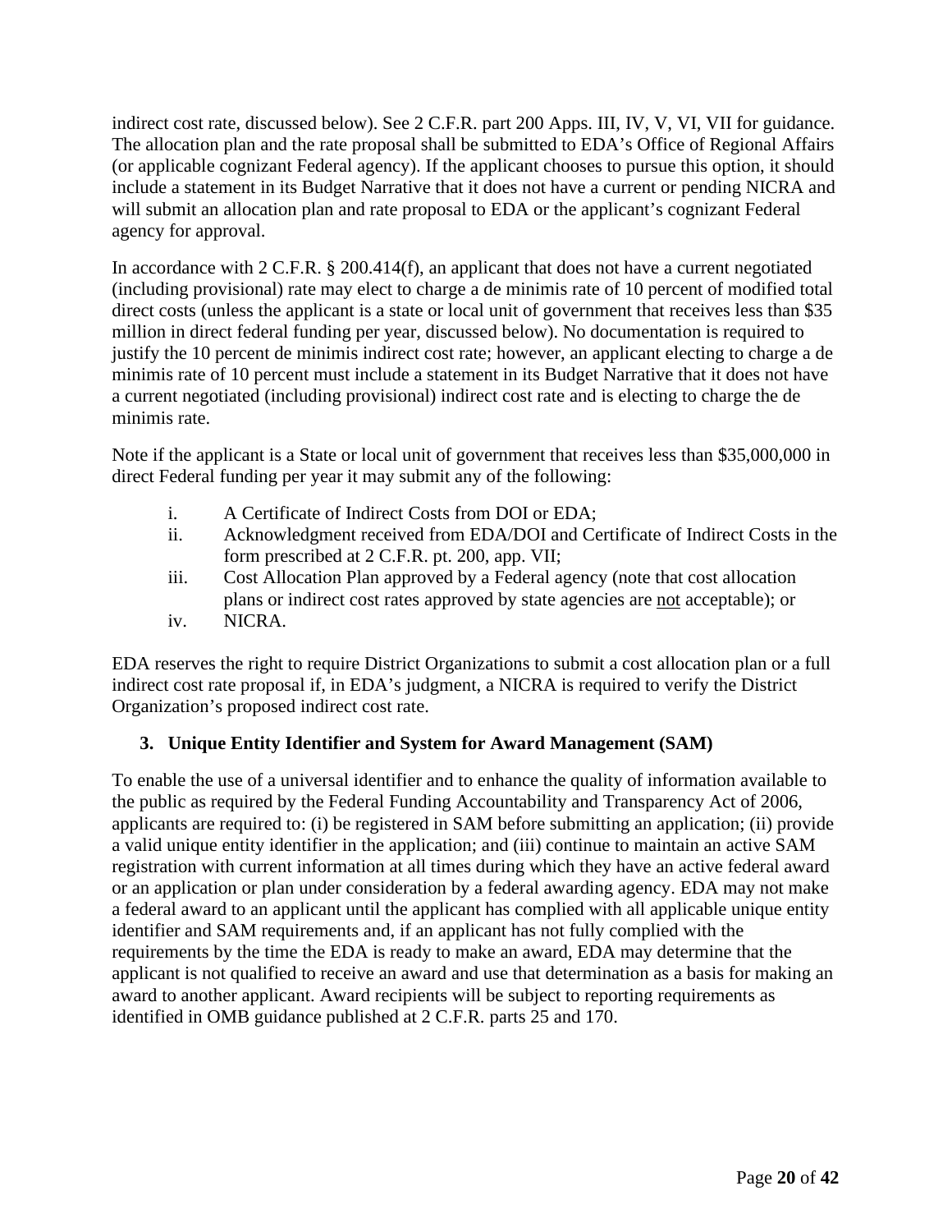indirect cost rate, discussed below). See 2 C.F.R. part 200 Apps. III, IV, V, VI, VII for guidance. The allocation plan and the rate proposal shall be submitted to EDA's Office of Regional Affairs (or applicable cognizant Federal agency). If the applicant chooses to pursue this option, it should include a statement in its Budget Narrative that it does not have a current or pending NICRA and will submit an allocation plan and rate proposal to EDA or the applicant's cognizant Federal agency for approval.

In accordance with 2 C.F.R. § 200.414(f), an applicant that does not have a current negotiated (including provisional) rate may elect to charge a de minimis rate of 10 percent of modified total direct costs (unless the applicant is a state or local unit of government that receives less than $35 million in direct federal funding per year, discussed below). No documentation is required to justify the 10 percent de minimis indirect cost rate; however, an applicant electing to charge a de minimis rate of 10 percent must include a statement in its Budget Narrative that it does not have a current negotiated (including provisional) indirect cost rate and is electing to charge the de minimis rate.

Note if the applicant is a State or local unit of government that receives less than $35,000,000 in direct Federal funding per year it may submit any of the following:

i. A Certificate of Indirect Costs from DOI or EDA;
ii. Acknowledgment received from EDA/DOI and Certificate of Indirect Costs in the form prescribed at 2 C.F.R. pt. 200, app. VII;
iii. Cost Allocation Plan approved by a Federal agency (note that cost allocation plans or indirect cost rates approved by state agencies are <u>not</u> acceptable); or
iv. NICRA.

EDA reserves the right to require District Organizations to submit a cost allocation plan or a full indirect cost rate proposal if, in EDA's judgment, a NICRA is required to verify the District Organization's proposed indirect cost rate.

### 3. Unique Entity Identifier and System for Award Management (SAM)

To enable the use of a universal identifier and to enhance the quality of information available to the public as required by the Federal Funding Accountability and Transparency Act of 2006, applicants are required to: (i) be registered in SAM before submitting an application; (ii) provide a valid unique entity identifier in the application; and (iii) continue to maintain an active SAM registration with current information at all times during which they have an active federal award or an application or plan under consideration by a federal awarding agency. EDA may not make a federal award to an applicant until the applicant has complied with all applicable unique entity identifier and SAM requirements and, if an applicant has not fully complied with the requirements by the time the EDA is ready to make an award, EDA may determine that the applicant is not qualified to receive an award and use that determination as a basis for making an award to another applicant. Award recipients will be subject to reporting requirements as identified in OMB guidance published at 2 C.F.R. parts 25 and 170.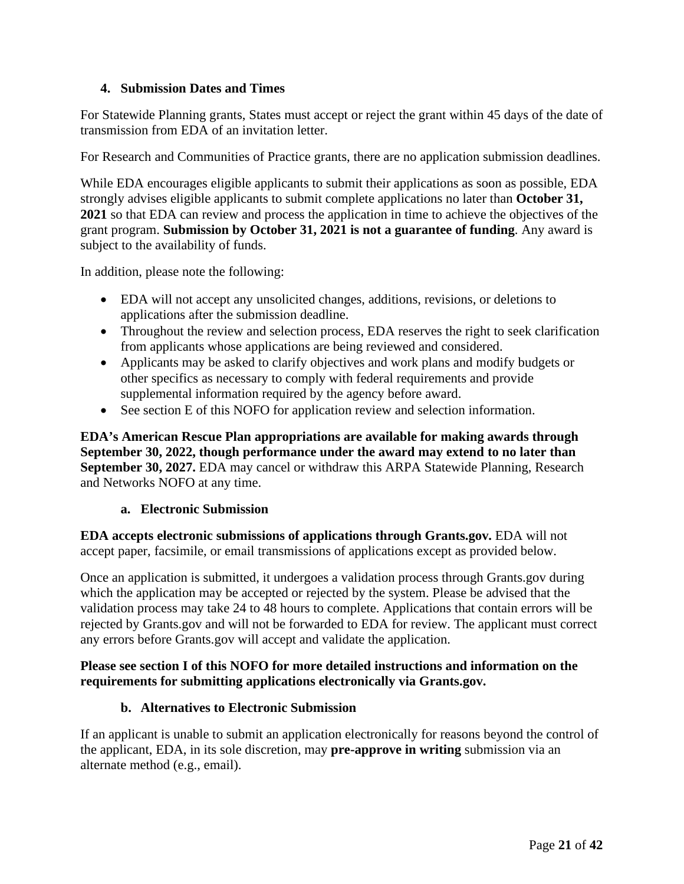### 4. Submission Dates and Times

For Statewide Planning grants, States must accept or reject the grant within 45 days of the date of transmission from EDA of an invitation letter.

For Research and Communities of Practice grants, there are no application submission deadlines.

While EDA encourages eligible applicants to submit their applications as soon as possible, EDA strongly advises eligible applicants to submit complete applications no later than **October 31, 2021** so that EDA can review and process the application in time to achieve the objectives of the grant program. **Submission by October 31, 2021 is not a guarantee of funding**. Any award is subject to the availability of funds.

In addition, please note the following:

- EDA will not accept any unsolicited changes, additions, revisions, or deletions to applications after the submission deadline.
- Throughout the review and selection process, EDA reserves the right to seek clarification from applicants whose applications are being reviewed and considered.
- Applicants may be asked to clarify objectives and work plans and modify budgets or other specifics as necessary to comply with federal requirements and provide supplemental information required by the agency before award.
- See section E of this NOFO for application review and selection information.

**EDA's American Rescue Plan appropriations are available for making awards through September 30, 2022, though performance under the award may extend to no later than September 30, 2027.** EDA may cancel or withdraw this ARPA Statewide Planning, Research and Networks NOFO at any time.

#### a. Electronic Submission

**EDA accepts electronic submissions of applications through Grants.gov.** EDA will not accept paper, facsimile, or email transmissions of applications except as provided below.

Once an application is submitted, it undergoes a validation process through Grants.gov during which the application may be accepted or rejected by the system. Please be advised that the validation process may take 24 to 48 hours to complete. Applications that contain errors will be rejected by Grants.gov and will not be forwarded to EDA for review. The applicant must correct any errors before Grants.gov will accept and validate the application.

**Please see section I of this NOFO for more detailed instructions and information on the requirements for submitting applications electronically via Grants.gov.**

#### b. Alternatives to Electronic Submission

If an applicant is unable to submit an application electronically for reasons beyond the control of the applicant, EDA, in its sole discretion, may **pre-approve in writing** submission via an alternate method (e.g., email).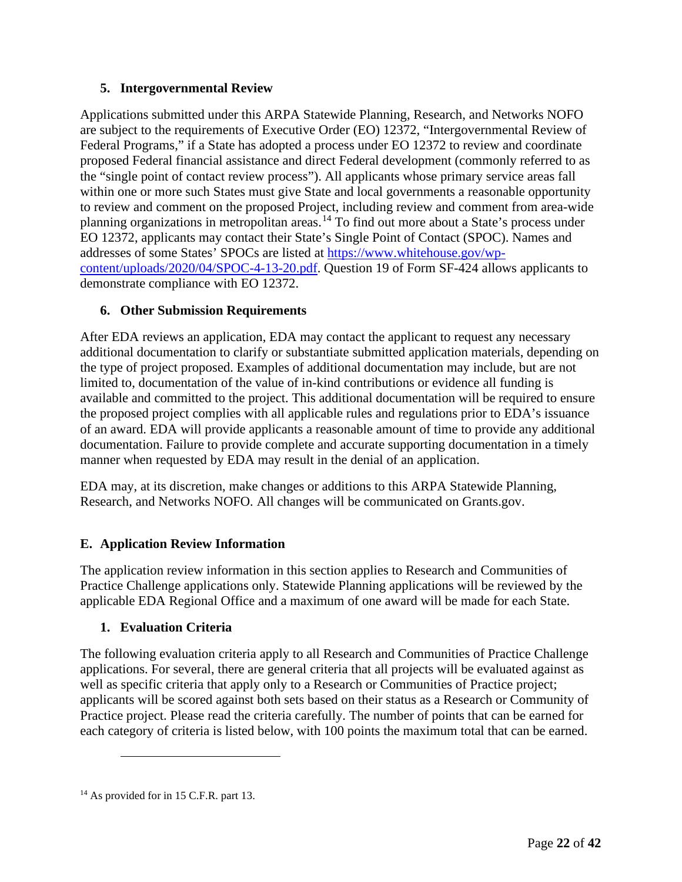### 5. Intergovernmental Review

Applications submitted under this ARPA Statewide Planning, Research, and Networks NOFO are subject to the requirements of Executive Order (EO) 12372, "Intergovernmental Review of Federal Programs," if a State has adopted a process under EO 12372 to review and coordinate proposed Federal financial assistance and direct Federal development (commonly referred to as the "single point of contact review process"). All applicants whose primary service areas fall within one or more such States must give State and local governments a reasonable opportunity to review and comment on the proposed Project, including review and comment from area-wide planning organizations in metropolitan areas.[14] To find out more about a State's process under EO 12372, applicants may contact their State's Single Point of Contact (SPOC). Names and addresses of some States' SPOCs are listed at [https://www.whitehouse.gov/wp-content/uploads/2020/04/SPOC-4-13-20.pdf](https://www.whitehouse.gov/wp-content/uploads/2020/04/SPOC-4-13-20.pdf). Question 19 of Form SF-424 allows applicants to demonstrate compliance with EO 12372.

### 6. Other Submission Requirements

After EDA reviews an application, EDA may contact the applicant to request any necessary additional documentation to clarify or substantiate submitted application materials, depending on the type of project proposed. Examples of additional documentation may include, but are not limited to, documentation of the value of in-kind contributions or evidence all funding is available and committed to the project. This additional documentation will be required to ensure the proposed project complies with all applicable rules and regulations prior to EDA's issuance of an award. EDA will provide applicants a reasonable amount of time to provide any additional documentation. Failure to provide complete and accurate supporting documentation in a timely manner when requested by EDA may result in the denial of an application.

EDA may, at its discretion, make changes or additions to this ARPA Statewide Planning, Research, and Networks NOFO. All changes will be communicated on Grants.gov.

## E. Application Review Information

The application review information in this section applies to Research and Communities of Practice Challenge applications only. Statewide Planning applications will be reviewed by the applicable EDA Regional Office and a maximum of one award will be made for each State.

### 1. Evaluation Criteria

The following evaluation criteria apply to all Research and Communities of Practice Challenge applications. For several, there are general criteria that all projects will be evaluated against as well as specific criteria that apply only to a Research or Communities of Practice project; applicants will be scored against both sets based on their status as a Research or Community of Practice project. Please read the criteria carefully. The number of points that can be earned for each category of criteria is listed below, with 100 points the maximum total that can be earned.

---

[14] As provided for in 15 C.F.R. part 13.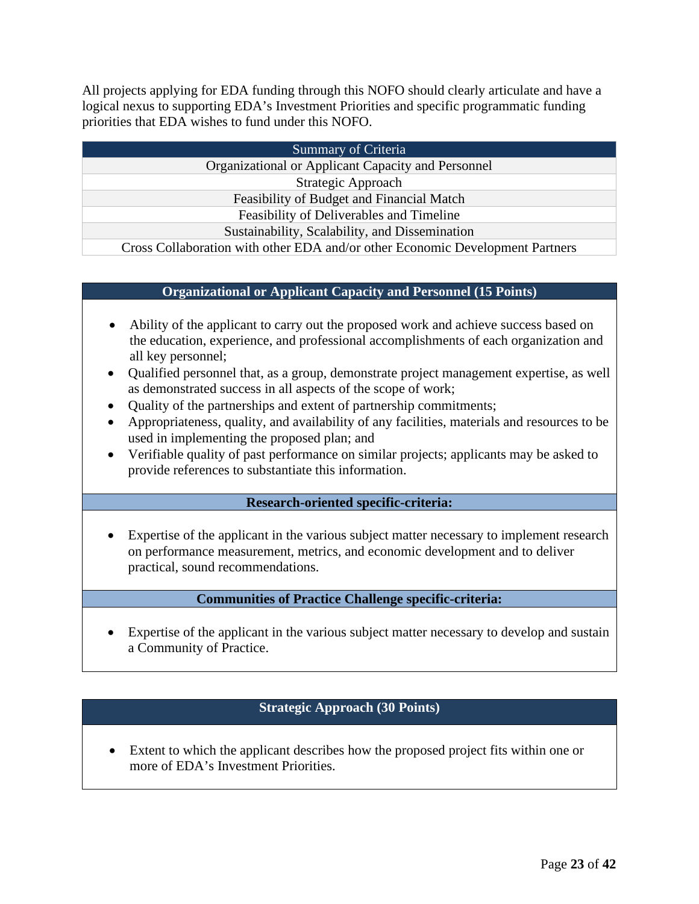All projects applying for EDA funding through this NOFO should clearly articulate and have a logical nexus to supporting EDA's Investment Priorities and specific programmatic funding priorities that EDA wishes to fund under this NOFO.

| Summary of Criteria |
| --- |
| Organizational or Applicant Capacity and Personnel |
| Strategic Approach |
| Feasibility of Budget and Financial Match |
| Feasibility of Deliverables and Timeline |
| Sustainability, Scalability, and Dissemination |
| Cross Collaboration with other EDA and/or other Economic Development Partners |

**Organizational or Applicant Capacity and Personnel (15 Points)**

- Ability of the applicant to carry out the proposed work and achieve success based on the education, experience, and professional accomplishments of each organization and all key personnel;
- Qualified personnel that, as a group, demonstrate project management expertise, as well as demonstrated success in all aspects of the scope of work;
- Quality of the partnerships and extent of partnership commitments;
- Appropriateness, quality, and availability of any facilities, materials and resources to be used in implementing the proposed plan; and
- Verifiable quality of past performance on similar projects; applicants may be asked to provide references to substantiate this information.

**Research-oriented specific-criteria:**

- Expertise of the applicant in the various subject matter necessary to implement research on performance measurement, metrics, and economic development and to deliver practical, sound recommendations.

**Communities of Practice Challenge specific-criteria:**

- Expertise of the applicant in the various subject matter necessary to develop and sustain a Community of Practice.

**Strategic Approach (30 Points)**

- Extent to which the applicant describes how the proposed project fits within one or more of EDA's Investment Priorities.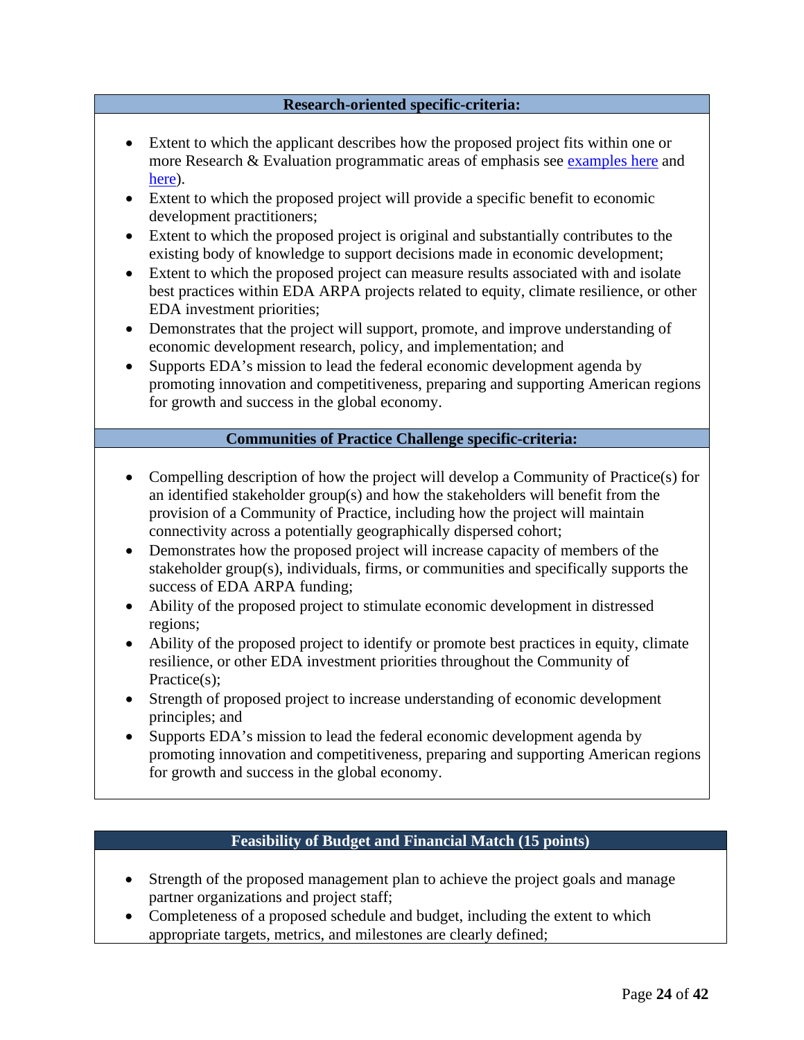**Research-oriented specific-criteria:**

- Extent to which the applicant describes how the proposed project fits within one or more Research & Evaluation programmatic areas of emphasis see [examples here]() and [here]()).
- Extent to which the proposed project will provide a specific benefit to economic development practitioners;
- Extent to which the proposed project is original and substantially contributes to the existing body of knowledge to support decisions made in economic development;
- Extent to which the proposed project can measure results associated with and isolate best practices within EDA ARPA projects related to equity, climate resilience, or other EDA investment priorities;
- Demonstrates that the project will support, promote, and improve understanding of economic development research, policy, and implementation; and
- Supports EDA's mission to lead the federal economic development agenda by promoting innovation and competitiveness, preparing and supporting American regions for growth and success in the global economy.

**Communities of Practice Challenge specific-criteria:**

- Compelling description of how the project will develop a Community of Practice(s) for an identified stakeholder group(s) and how the stakeholders will benefit from the provision of a Community of Practice, including how the project will maintain connectivity across a potentially geographically dispersed cohort;
- Demonstrates how the proposed project will increase capacity of members of the stakeholder group(s), individuals, firms, or communities and specifically supports the success of EDA ARPA funding;
- Ability of the proposed project to stimulate economic development in distressed regions;
- Ability of the proposed project to identify or promote best practices in equity, climate resilience, or other EDA investment priorities throughout the Community of Practice(s);
- Strength of proposed project to increase understanding of economic development principles; and
- Supports EDA's mission to lead the federal economic development agenda by promoting innovation and competitiveness, preparing and supporting American regions for growth and success in the global economy.

**Feasibility of Budget and Financial Match (15 points)**

- Strength of the proposed management plan to achieve the project goals and manage partner organizations and project staff;
- Completeness of a proposed schedule and budget, including the extent to which appropriate targets, metrics, and milestones are clearly defined;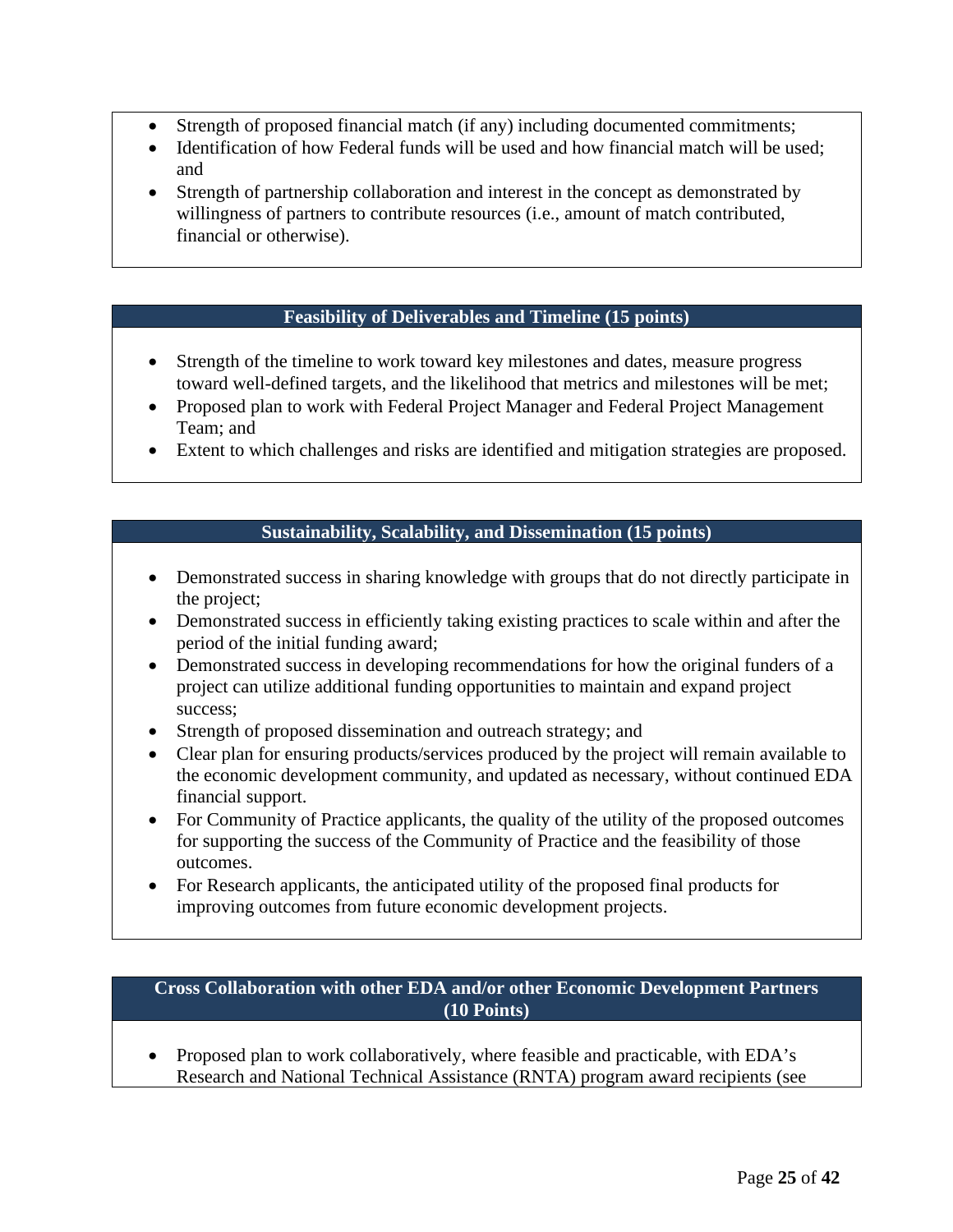- Strength of proposed financial match (if any) including documented commitments;
- Identification of how Federal funds will be used and how financial match will be used; and
- Strength of partnership collaboration and interest in the concept as demonstrated by willingness of partners to contribute resources (i.e., amount of match contributed, financial or otherwise).

### Feasibility of Deliverables and Timeline (15 points)

- Strength of the timeline to work toward key milestones and dates, measure progress toward well-defined targets, and the likelihood that metrics and milestones will be met;
- Proposed plan to work with Federal Project Manager and Federal Project Management Team; and
- Extent to which challenges and risks are identified and mitigation strategies are proposed.

### Sustainability, Scalability, and Dissemination (15 points)

- Demonstrated success in sharing knowledge with groups that do not directly participate in the project;
- Demonstrated success in efficiently taking existing practices to scale within and after the period of the initial funding award;
- Demonstrated success in developing recommendations for how the original funders of a project can utilize additional funding opportunities to maintain and expand project success;
- Strength of proposed dissemination and outreach strategy; and
- Clear plan for ensuring products/services produced by the project will remain available to the economic development community, and updated as necessary, without continued EDA financial support.
- For Community of Practice applicants, the quality of the utility of the proposed outcomes for supporting the success of the Community of Practice and the feasibility of those outcomes.
- For Research applicants, the anticipated utility of the proposed final products for improving outcomes from future economic development projects.

### Cross Collaboration with other EDA and/or other Economic Development Partners (10 Points)

- Proposed plan to work collaboratively, where feasible and practicable, with EDA's Research and National Technical Assistance (RNTA) program award recipients (see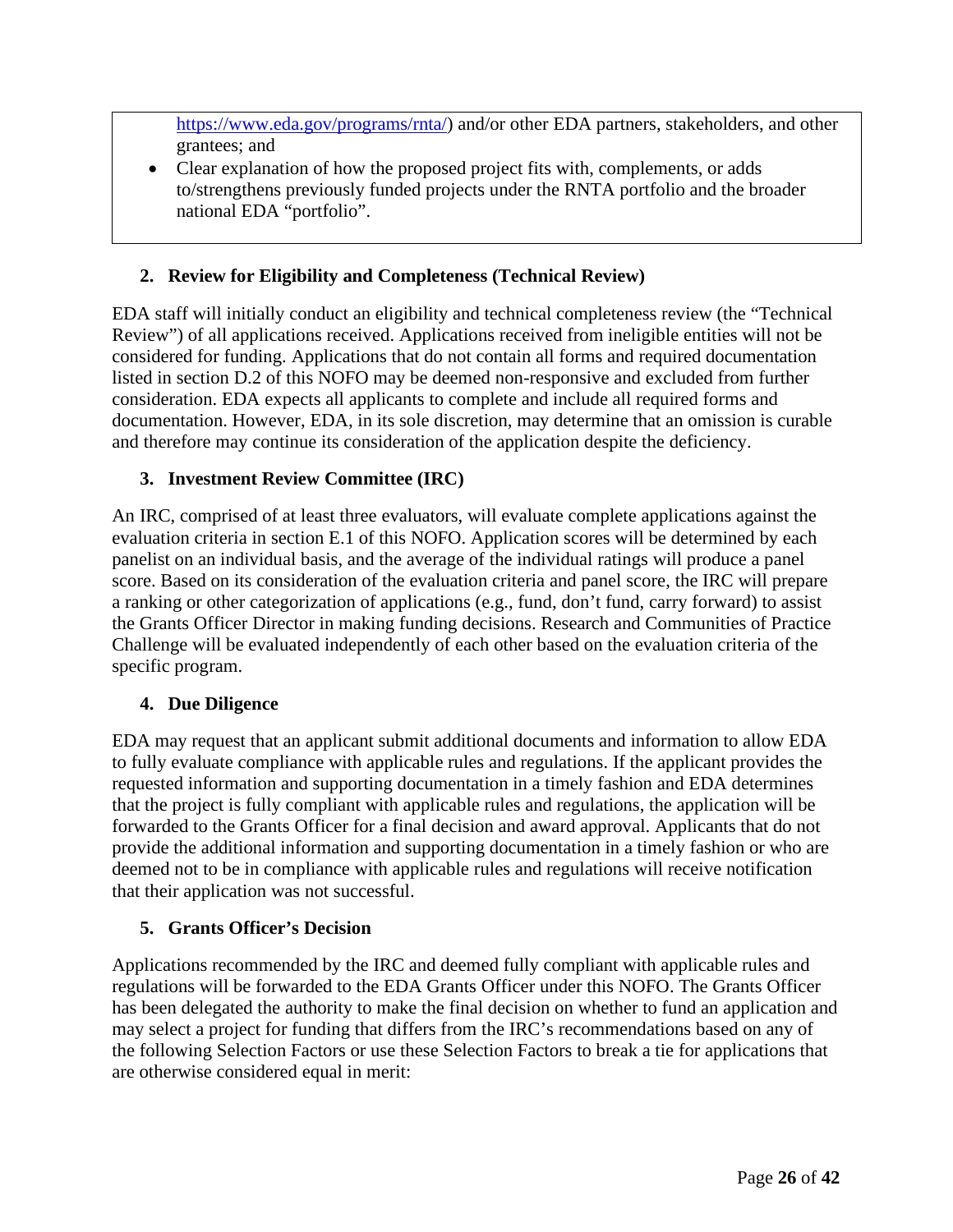https://www.eda.gov/programs/rnta/) and/or other EDA partners, stakeholders, and other grantees; and

- Clear explanation of how the proposed project fits with, complements, or adds to/strengthens previously funded projects under the RNTA portfolio and the broader national EDA "portfolio".

### 2. Review for Eligibility and Completeness (Technical Review)

EDA staff will initially conduct an eligibility and technical completeness review (the "Technical Review") of all applications received. Applications received from ineligible entities will not be considered for funding. Applications that do not contain all forms and required documentation listed in section D.2 of this NOFO may be deemed non-responsive and excluded from further consideration. EDA expects all applicants to complete and include all required forms and documentation. However, EDA, in its sole discretion, may determine that an omission is curable and therefore may continue its consideration of the application despite the deficiency.

### 3. Investment Review Committee (IRC)

An IRC, comprised of at least three evaluators, will evaluate complete applications against the evaluation criteria in section E.1 of this NOFO. Application scores will be determined by each panelist on an individual basis, and the average of the individual ratings will produce a panel score. Based on its consideration of the evaluation criteria and panel score, the IRC will prepare a ranking or other categorization of applications (e.g., fund, don't fund, carry forward) to assist the Grants Officer Director in making funding decisions. Research and Communities of Practice Challenge will be evaluated independently of each other based on the evaluation criteria of the specific program.

### 4. Due Diligence

EDA may request that an applicant submit additional documents and information to allow EDA to fully evaluate compliance with applicable rules and regulations. If the applicant provides the requested information and supporting documentation in a timely fashion and EDA determines that the project is fully compliant with applicable rules and regulations, the application will be forwarded to the Grants Officer for a final decision and award approval. Applicants that do not provide the additional information and supporting documentation in a timely fashion or who are deemed not to be in compliance with applicable rules and regulations will receive notification that their application was not successful.

### 5. Grants Officer's Decision

Applications recommended by the IRC and deemed fully compliant with applicable rules and regulations will be forwarded to the EDA Grants Officer under this NOFO. The Grants Officer has been delegated the authority to make the final decision on whether to fund an application and may select a project for funding that differs from the IRC's recommendations based on any of the following Selection Factors or use these Selection Factors to break a tie for applications that are otherwise considered equal in merit: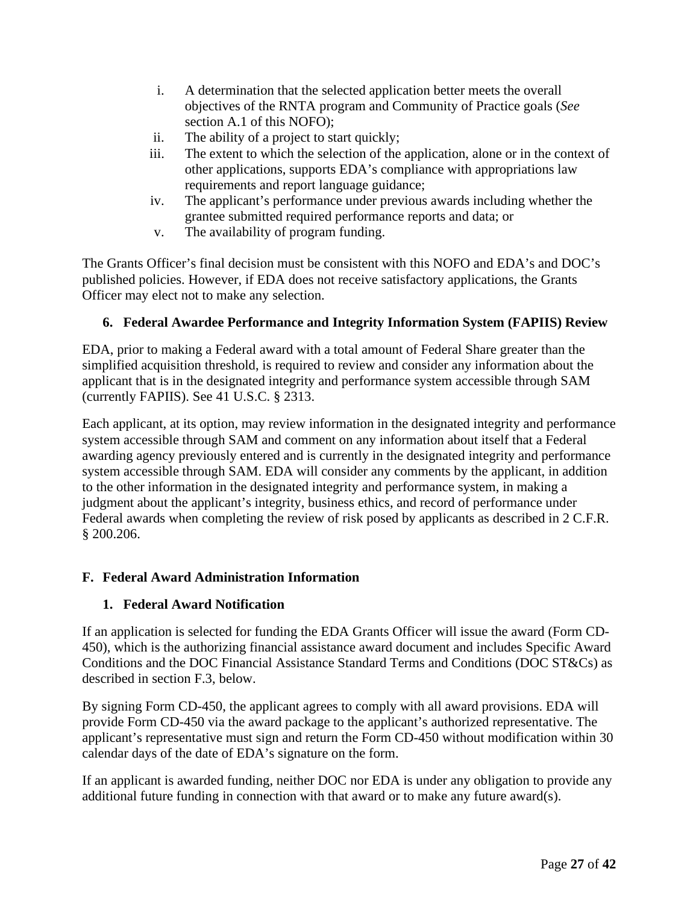i. A determination that the selected application better meets the overall objectives of the RNTA program and Community of Practice goals (*See* section A.1 of this NOFO);
ii. The ability of a project to start quickly;
iii. The extent to which the selection of the application, alone or in the context of other applications, supports EDA's compliance with appropriations law requirements and report language guidance;
iv. The applicant's performance under previous awards including whether the grantee submitted required performance reports and data; or
v. The availability of program funding.

The Grants Officer's final decision must be consistent with this NOFO and EDA's and DOC's published policies. However, if EDA does not receive satisfactory applications, the Grants Officer may elect not to make any selection.

### 6. Federal Awardee Performance and Integrity Information System (FAPIIS) Review

EDA, prior to making a Federal award with a total amount of Federal Share greater than the simplified acquisition threshold, is required to review and consider any information about the applicant that is in the designated integrity and performance system accessible through SAM (currently FAPIIS). See 41 U.S.C. § 2313.

Each applicant, at its option, may review information in the designated integrity and performance system accessible through SAM and comment on any information about itself that a Federal awarding agency previously entered and is currently in the designated integrity and performance system accessible through SAM. EDA will consider any comments by the applicant, in addition to the other information in the designated integrity and performance system, in making a judgment about the applicant's integrity, business ethics, and record of performance under Federal awards when completing the review of risk posed by applicants as described in 2 C.F.R. § 200.206.

## F. Federal Award Administration Information

### 1. Federal Award Notification

If an application is selected for funding the EDA Grants Officer will issue the award (Form CD-450), which is the authorizing financial assistance award document and includes Specific Award Conditions and the DOC Financial Assistance Standard Terms and Conditions (DOC ST&Cs) as described in section F.3, below.

By signing Form CD-450, the applicant agrees to comply with all award provisions. EDA will provide Form CD-450 via the award package to the applicant's authorized representative. The applicant's representative must sign and return the Form CD-450 without modification within 30 calendar days of the date of EDA's signature on the form.

If an applicant is awarded funding, neither DOC nor EDA is under any obligation to provide any additional future funding in connection with that award or to make any future award(s).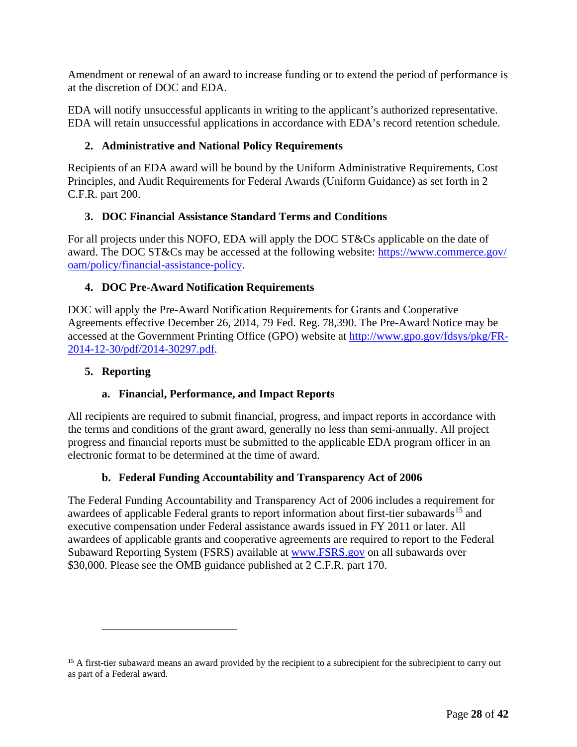Amendment or renewal of an award to increase funding or to extend the period of performance is at the discretion of DOC and EDA.

EDA will notify unsuccessful applicants in writing to the applicant's authorized representative. EDA will retain unsuccessful applications in accordance with EDA's record retention schedule.

### 2. Administrative and National Policy Requirements

Recipients of an EDA award will be bound by the Uniform Administrative Requirements, Cost Principles, and Audit Requirements for Federal Awards (Uniform Guidance) as set forth in 2 C.F.R. part 200.

### 3. DOC Financial Assistance Standard Terms and Conditions

For all projects under this NOFO, EDA will apply the DOC ST&Cs applicable on the date of award. The DOC ST&Cs may be accessed at the following website: https://www.commerce.gov/oam/policy/financial-assistance-policy.

### 4. DOC Pre-Award Notification Requirements

DOC will apply the Pre-Award Notification Requirements for Grants and Cooperative Agreements effective December 26, 2014, 79 Fed. Reg. 78,390. The Pre-Award Notice may be accessed at the Government Printing Office (GPO) website at http://www.gpo.gov/fdsys/pkg/FR-2014-12-30/pdf/2014-30297.pdf.

### 5. Reporting

#### a. Financial, Performance, and Impact Reports

All recipients are required to submit financial, progress, and impact reports in accordance with the terms and conditions of the grant award, generally no less than semi-annually. All project progress and financial reports must be submitted to the applicable EDA program officer in an electronic format to be determined at the time of award.

#### b. Federal Funding Accountability and Transparency Act of 2006

The Federal Funding Accountability and Transparency Act of 2006 includes a requirement for awardees of applicable Federal grants to report information about first-tier subawards[15] and executive compensation under Federal assistance awards issued in FY 2011 or later. All awardees of applicable grants and cooperative agreements are required to report to the Federal Subaward Reporting System (FSRS) available at www.FSRS.gov on all subawards over $30,000. Please see the OMB guidance published at 2 C.F.R. part 170.

---

[15] A first-tier subaward means an award provided by the recipient to a subrecipient for the subrecipient to carry out as part of a Federal award.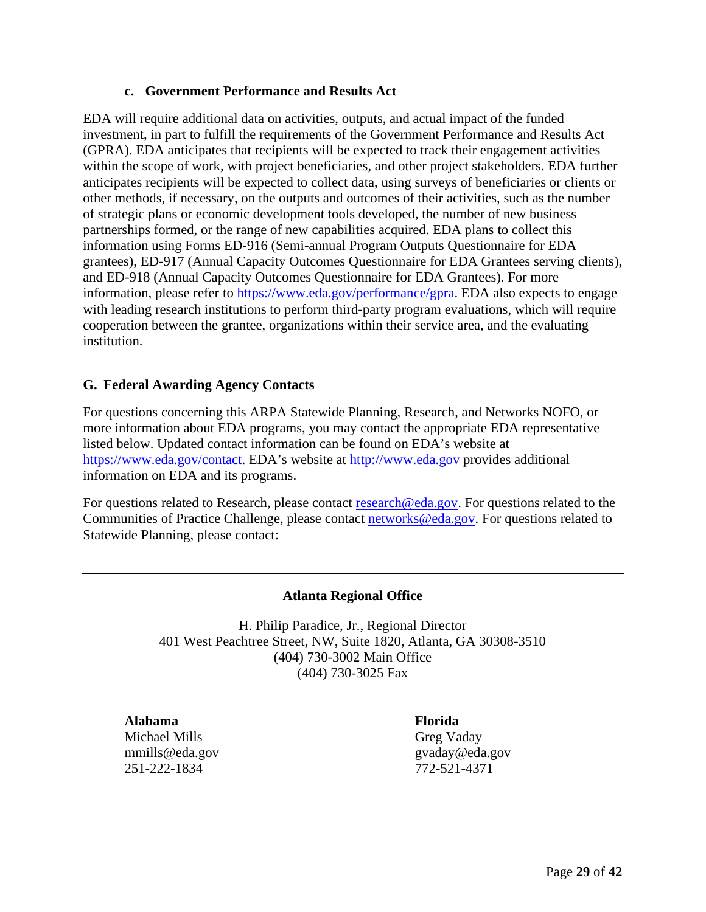### c. Government Performance and Results Act

EDA will require additional data on activities, outputs, and actual impact of the funded investment, in part to fulfill the requirements of the Government Performance and Results Act (GPRA). EDA anticipates that recipients will be expected to track their engagement activities within the scope of work, with project beneficiaries, and other project stakeholders. EDA further anticipates recipients will be expected to collect data, using surveys of beneficiaries or clients or other methods, if necessary, on the outputs and outcomes of their activities, such as the number of strategic plans or economic development tools developed, the number of new business partnerships formed, or the range of new capabilities acquired. EDA plans to collect this information using Forms ED-916 (Semi-annual Program Outputs Questionnaire for EDA grantees), ED-917 (Annual Capacity Outcomes Questionnaire for EDA Grantees serving clients), and ED-918 (Annual Capacity Outcomes Questionnaire for EDA Grantees). For more information, please refer to https://www.eda.gov/performance/gpra. EDA also expects to engage with leading research institutions to perform third-party program evaluations, which will require cooperation between the grantee, organizations within their service area, and the evaluating institution.

## G. Federal Awarding Agency Contacts

For questions concerning this ARPA Statewide Planning, Research, and Networks NOFO, or more information about EDA programs, you may contact the appropriate EDA representative listed below. Updated contact information can be found on EDA's website at https://www.eda.gov/contact. EDA's website at http://www.eda.gov provides additional information on EDA and its programs.

For questions related to Research, please contact research@eda.gov. For questions related to the Communities of Practice Challenge, please contact networks@eda.gov. For questions related to Statewide Planning, please contact:

---

**Atlanta Regional Office**

H. Philip Paradice, Jr., Regional Director
401 West Peachtree Street, NW, Suite 1820, Atlanta, GA 30308-3510
(404) 730-3002 Main Office
(404) 730-3025 Fax

**Alabama**
Michael Mills
mmills@eda.gov
251-222-1834

**Florida**
Greg Vaday
gvaday@eda.gov
772-521-4371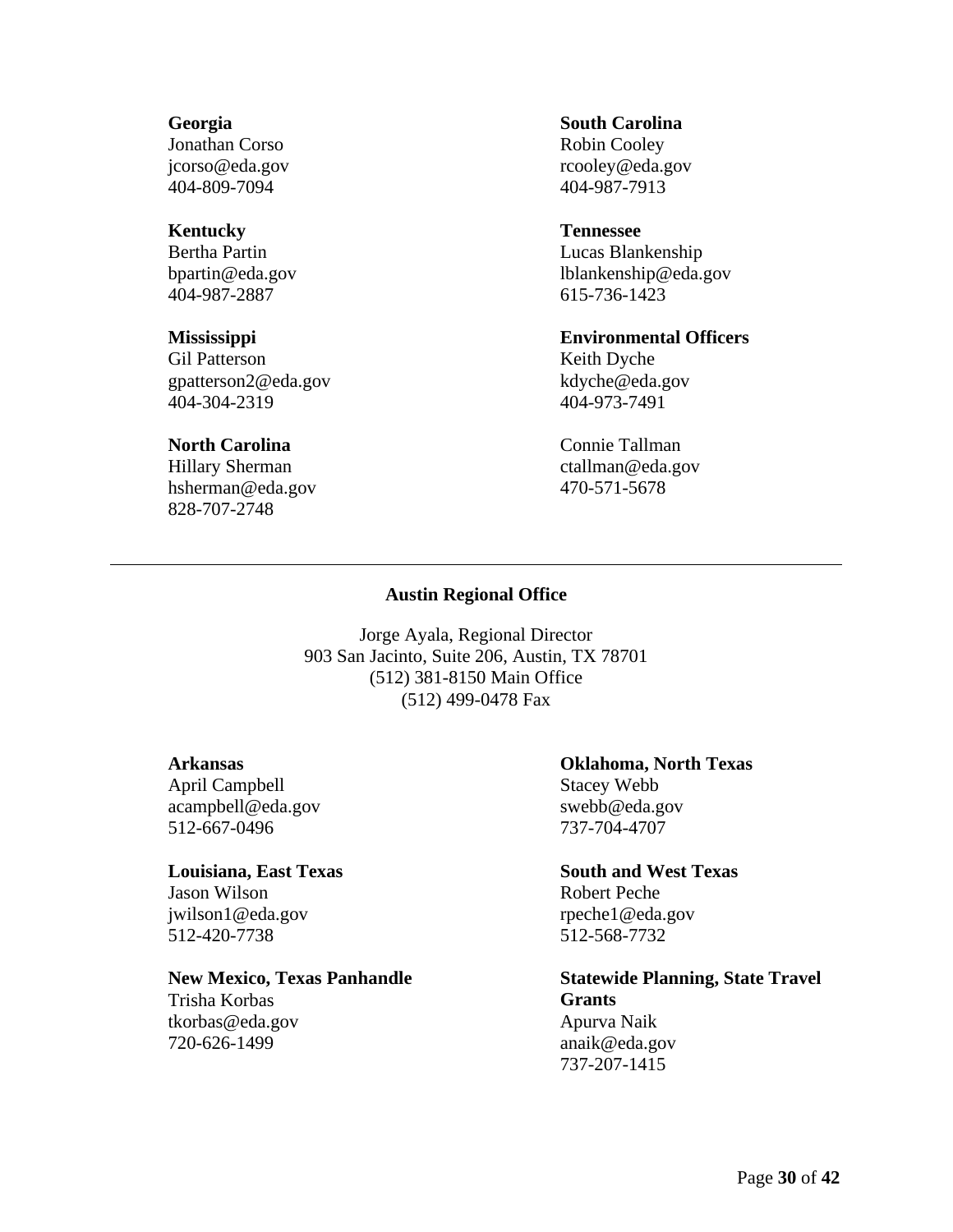**Georgia**
Jonathan Corso
jcorso@eda.gov
404-809-7094

**Kentucky**
Bertha Partin
bpartin@eda.gov
404-987-2887

**Mississippi**
Gil Patterson
gpatterson2@eda.gov
404-304-2319

**North Carolina**
Hillary Sherman
hsherman@eda.gov
828-707-2748

**South Carolina**
Robin Cooley
rcooley@eda.gov
404-987-7913

**Tennessee**
Lucas Blankenship
lblankenship@eda.gov
615-736-1423

**Environmental Officers**
Keith Dyche
kdyche@eda.gov
404-973-7491

Connie Tallman
ctallman@eda.gov
470-571-5678

---

**Austin Regional Office**

Jorge Ayala, Regional Director
903 San Jacinto, Suite 206, Austin, TX 78701
(512) 381-8150 Main Office
(512) 499-0478 Fax

**Arkansas**
April Campbell
acampbell@eda.gov
512-667-0496

**Louisiana, East Texas**
Jason Wilson
jwilson1@eda.gov
512-420-7738

**New Mexico, Texas Panhandle**
Trisha Korbas
tkorbas@eda.gov
720-626-1499

**Oklahoma, North Texas**
Stacey Webb
swebb@eda.gov
737-704-4707

**South and West Texas**
Robert Peche
rpeche1@eda.gov
512-568-7732

**Statewide Planning, State Travel Grants**
Apurva Naik
anaik@eda.gov
737-207-1415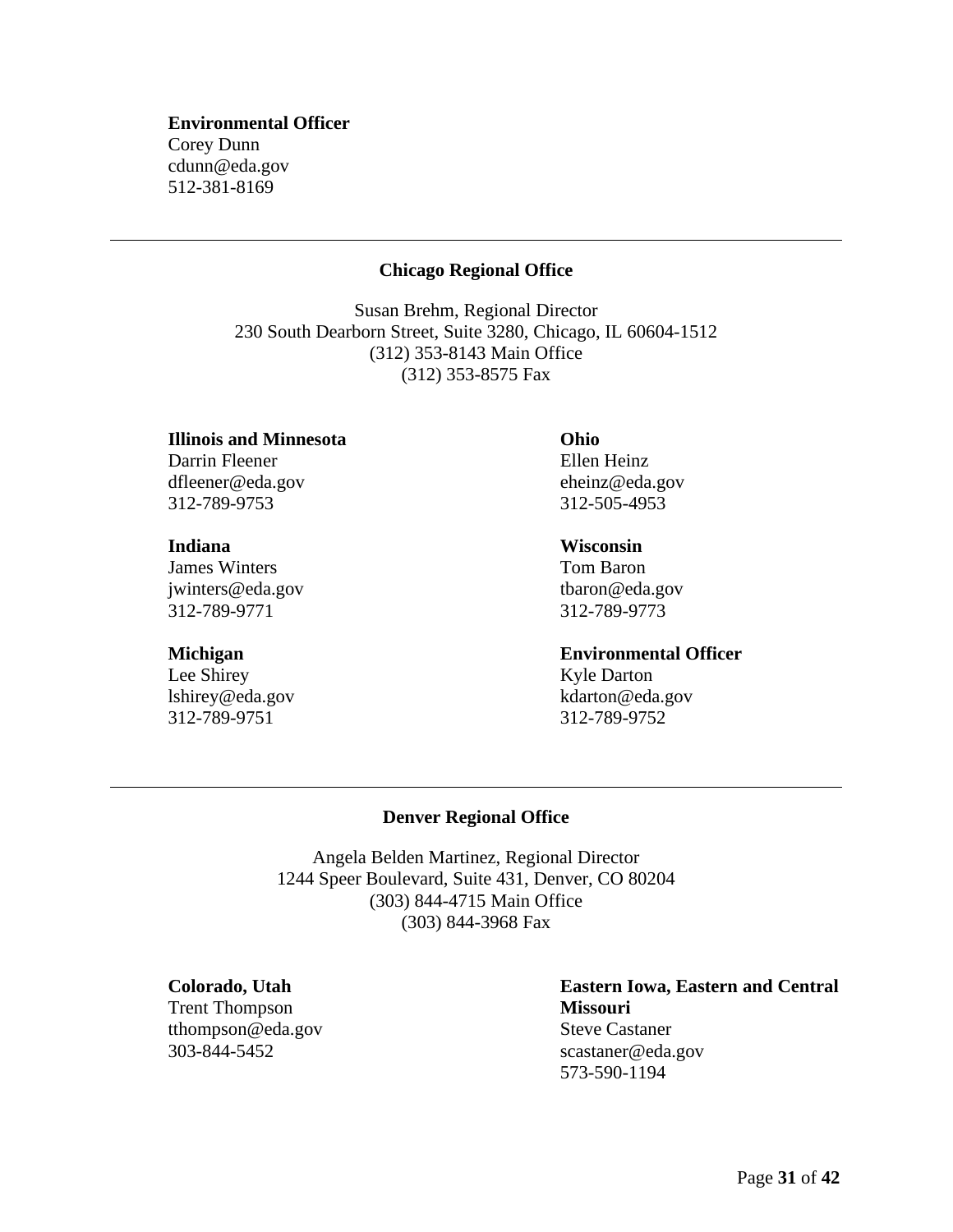**Environmental Officer**
Corey Dunn
cdunn@eda.gov
512-381-8169

---

## Chicago Regional Office

Susan Brehm, Regional Director
230 South Dearborn Street, Suite 3280, Chicago, IL 60604-1512
(312) 353-8143 Main Office
(312) 353-8575 Fax

**Illinois and Minnesota**
Darrin Fleener
dfleener@eda.gov
312-789-9753

**Indiana**
James Winters
jwinters@eda.gov
312-789-9771

**Michigan**
Lee Shirey
lshirey@eda.gov
312-789-9751

**Ohio**
Ellen Heinz
eheinz@eda.gov
312-505-4953

**Wisconsin**
Tom Baron
tbaron@eda.gov
312-789-9773

**Environmental Officer**
Kyle Darton
kdarton@eda.gov
312-789-9752

---

## Denver Regional Office

Angela Belden Martinez, Regional Director
1244 Speer Boulevard, Suite 431, Denver, CO 80204
(303) 844-4715 Main Office
(303) 844-3968 Fax

**Colorado, Utah**
Trent Thompson
tthompson@eda.gov
303-844-5452

**Eastern Iowa, Eastern and Central Missouri**
Steve Castaner
scastaner@eda.gov
573-590-1194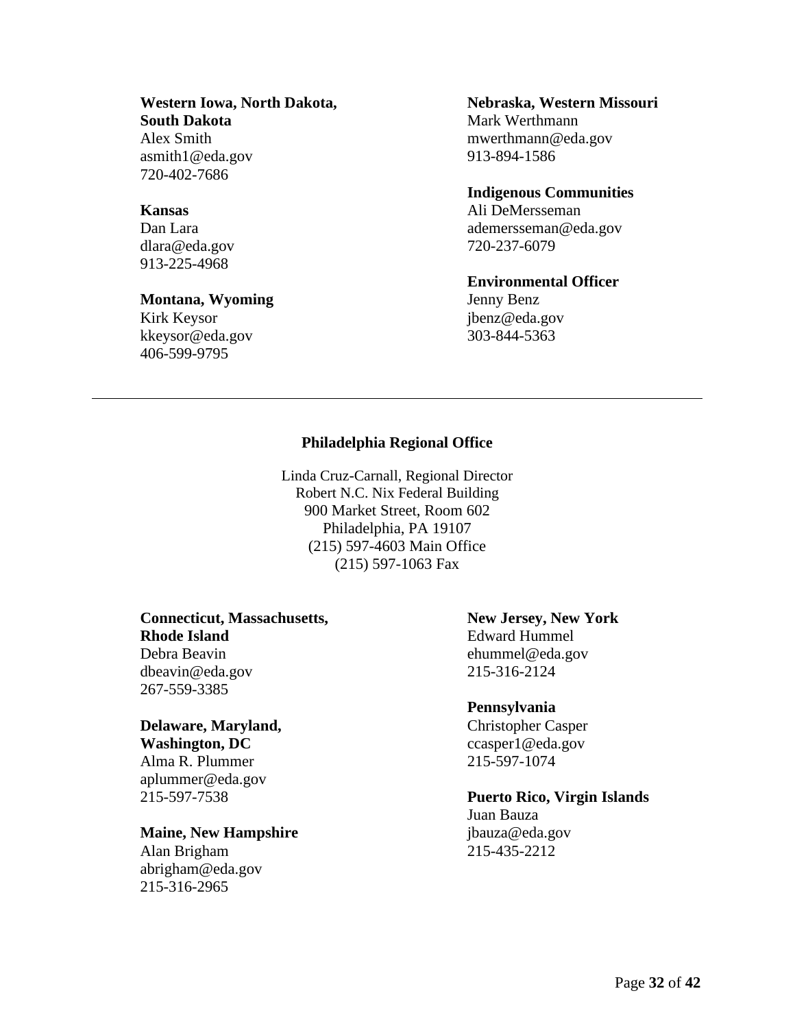**Western Iowa, North Dakota, South Dakota**
Alex Smith
asmith1@eda.gov
720-402-7686

**Kansas**
Dan Lara
dlara@eda.gov
913-225-4968

**Montana, Wyoming**
Kirk Keysor
kkeysor@eda.gov
406-599-9795

**Nebraska, Western Missouri**
Mark Werthmann
mwerthmann@eda.gov
913-894-1586

**Indigenous Communities**
Ali DeMersseman
ademersseman@eda.gov
720-237-6079

**Environmental Officer**
Jenny Benz
jbenz@eda.gov
303-844-5363

---

## Philadelphia Regional Office

Linda Cruz-Carnall, Regional Director
Robert N.C. Nix Federal Building
900 Market Street, Room 602
Philadelphia, PA 19107
(215) 597-4603 Main Office
(215) 597-1063 Fax

**Connecticut, Massachusetts, Rhode Island**
Debra Beavin
dbeavin@eda.gov
267-559-3385

**Delaware, Maryland, Washington, DC**
Alma R. Plummer
aplummer@eda.gov
215-597-7538

**Maine, New Hampshire**
Alan Brigham
abrigham@eda.gov
215-316-2965

**New Jersey, New York**
Edward Hummel
ehummel@eda.gov
215-316-2124

**Pennsylvania**
Christopher Casper
ccasper1@eda.gov
215-597-1074

**Puerto Rico, Virgin Islands**
Juan Bauza
jbauza@eda.gov
215-435-2212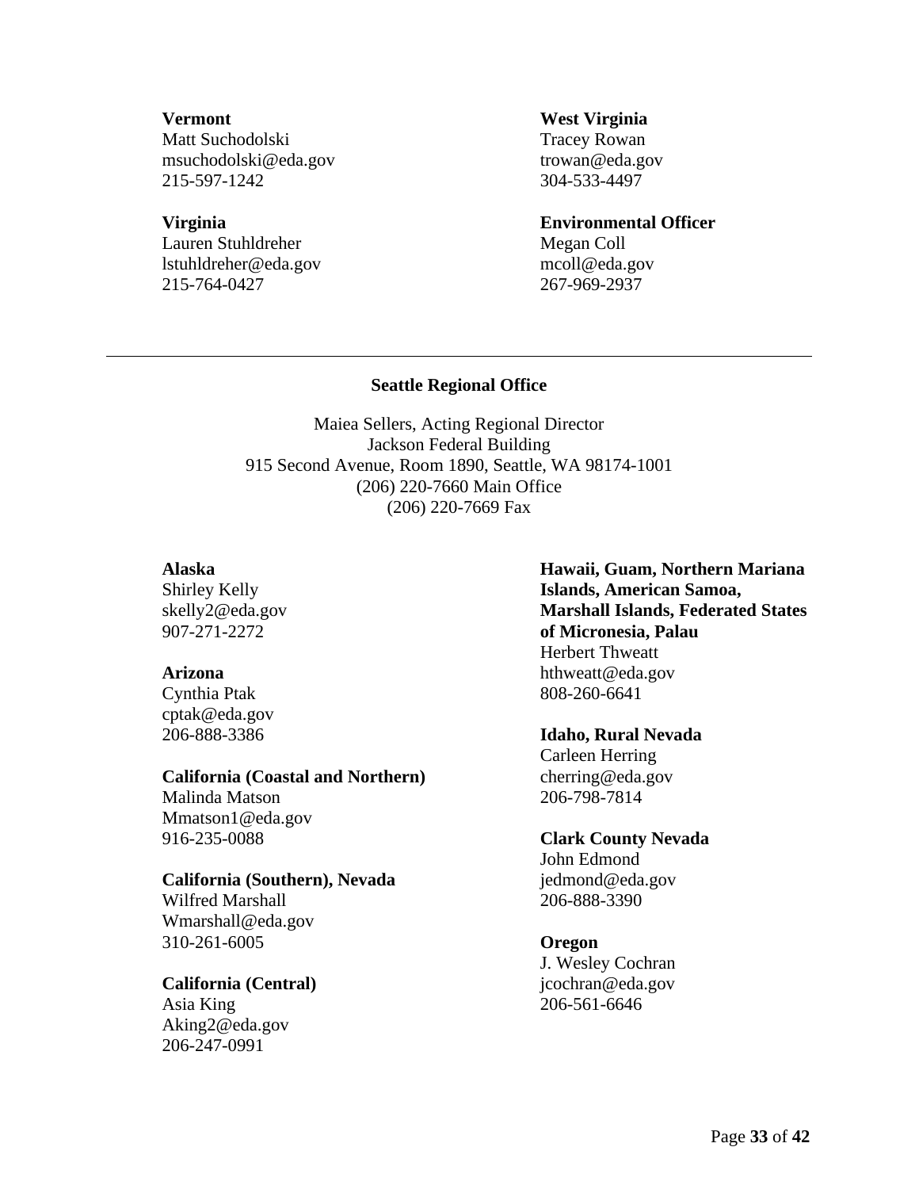**Vermont**
Matt Suchodolski
msuchodolski@eda.gov
215-597-1242

**Virginia**
Lauren Stuhldreher
lstuhldreher@eda.gov
215-764-0427

**West Virginia**
Tracey Rowan
trowan@eda.gov
304-533-4497

**Environmental Officer**
Megan Coll
mcoll@eda.gov
267-969-2937

---

**Seattle Regional Office**

Maiea Sellers, Acting Regional Director
Jackson Federal Building
915 Second Avenue, Room 1890, Seattle, WA 98174-1001
(206) 220-7660 Main Office
(206) 220-7669 Fax

**Alaska**
Shirley Kelly
skelly2@eda.gov
907-271-2272

**Arizona**
Cynthia Ptak
cptak@eda.gov
206-888-3386

**California (Coastal and Northern)**
Malinda Matson
Mmatson1@eda.gov
916-235-0088

**California (Southern), Nevada**
Wilfred Marshall
Wmarshall@eda.gov
310-261-6005

**California (Central)**
Asia King
Aking2@eda.gov
206-247-0991

**Hawaii, Guam, Northern Mariana Islands, American Samoa, Marshall Islands, Federated States of Micronesia, Palau**
Herbert Thweatt
hthweatt@eda.gov
808-260-6641

**Idaho, Rural Nevada**
Carleen Herring
cherring@eda.gov
206-798-7814

**Clark County Nevada**
John Edmond
jedmond@eda.gov
206-888-3390

**Oregon**
J. Wesley Cochran
jcochran@eda.gov
206-561-6646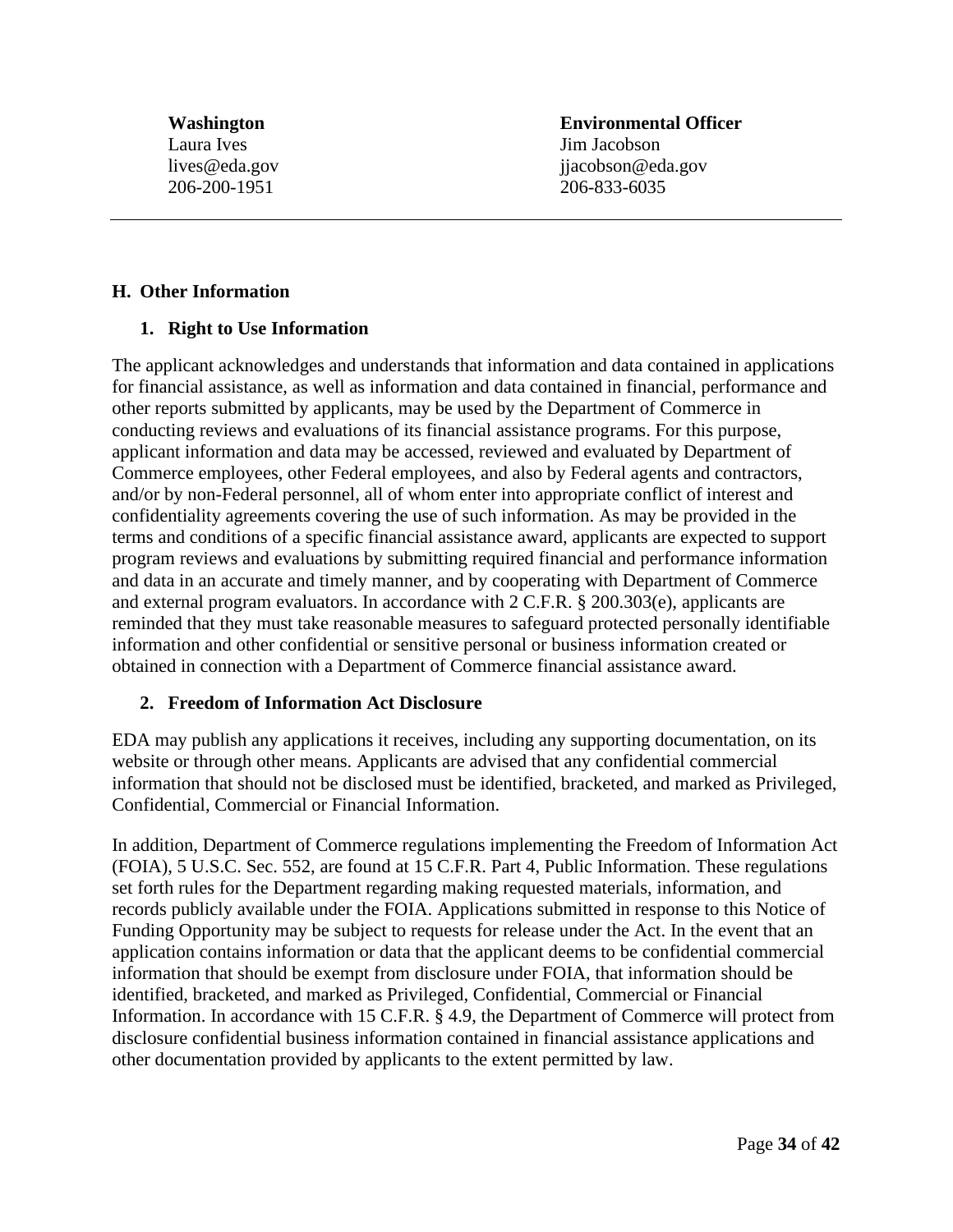| **Washington** | **Environmental Officer** |
|---|---|
| Laura Ives | Jim Jacobson |
| lives@eda.gov | jjacobson@eda.gov |
| 206-200-1951 | 206-833-6035 |

---

## H. Other Information

### 1. Right to Use Information

The applicant acknowledges and understands that information and data contained in applications for financial assistance, as well as information and data contained in financial, performance and other reports submitted by applicants, may be used by the Department of Commerce in conducting reviews and evaluations of its financial assistance programs. For this purpose, applicant information and data may be accessed, reviewed and evaluated by Department of Commerce employees, other Federal employees, and also by Federal agents and contractors, and/or by non-Federal personnel, all of whom enter into appropriate conflict of interest and confidentiality agreements covering the use of such information. As may be provided in the terms and conditions of a specific financial assistance award, applicants are expected to support program reviews and evaluations by submitting required financial and performance information and data in an accurate and timely manner, and by cooperating with Department of Commerce and external program evaluators. In accordance with 2 C.F.R. § 200.303(e), applicants are reminded that they must take reasonable measures to safeguard protected personally identifiable information and other confidential or sensitive personal or business information created or obtained in connection with a Department of Commerce financial assistance award.

### 2. Freedom of Information Act Disclosure

EDA may publish any applications it receives, including any supporting documentation, on its website or through other means. Applicants are advised that any confidential commercial information that should not be disclosed must be identified, bracketed, and marked as Privileged, Confidential, Commercial or Financial Information.

In addition, Department of Commerce regulations implementing the Freedom of Information Act (FOIA), 5 U.S.C. Sec. 552, are found at 15 C.F.R. Part 4, Public Information. These regulations set forth rules for the Department regarding making requested materials, information, and records publicly available under the FOIA. Applications submitted in response to this Notice of Funding Opportunity may be subject to requests for release under the Act. In the event that an application contains information or data that the applicant deems to be confidential commercial information that should be exempt from disclosure under FOIA, that information should be identified, bracketed, and marked as Privileged, Confidential, Commercial or Financial Information. In accordance with 15 C.F.R. § 4.9, the Department of Commerce will protect from disclosure confidential business information contained in financial assistance applications and other documentation provided by applicants to the extent permitted by law.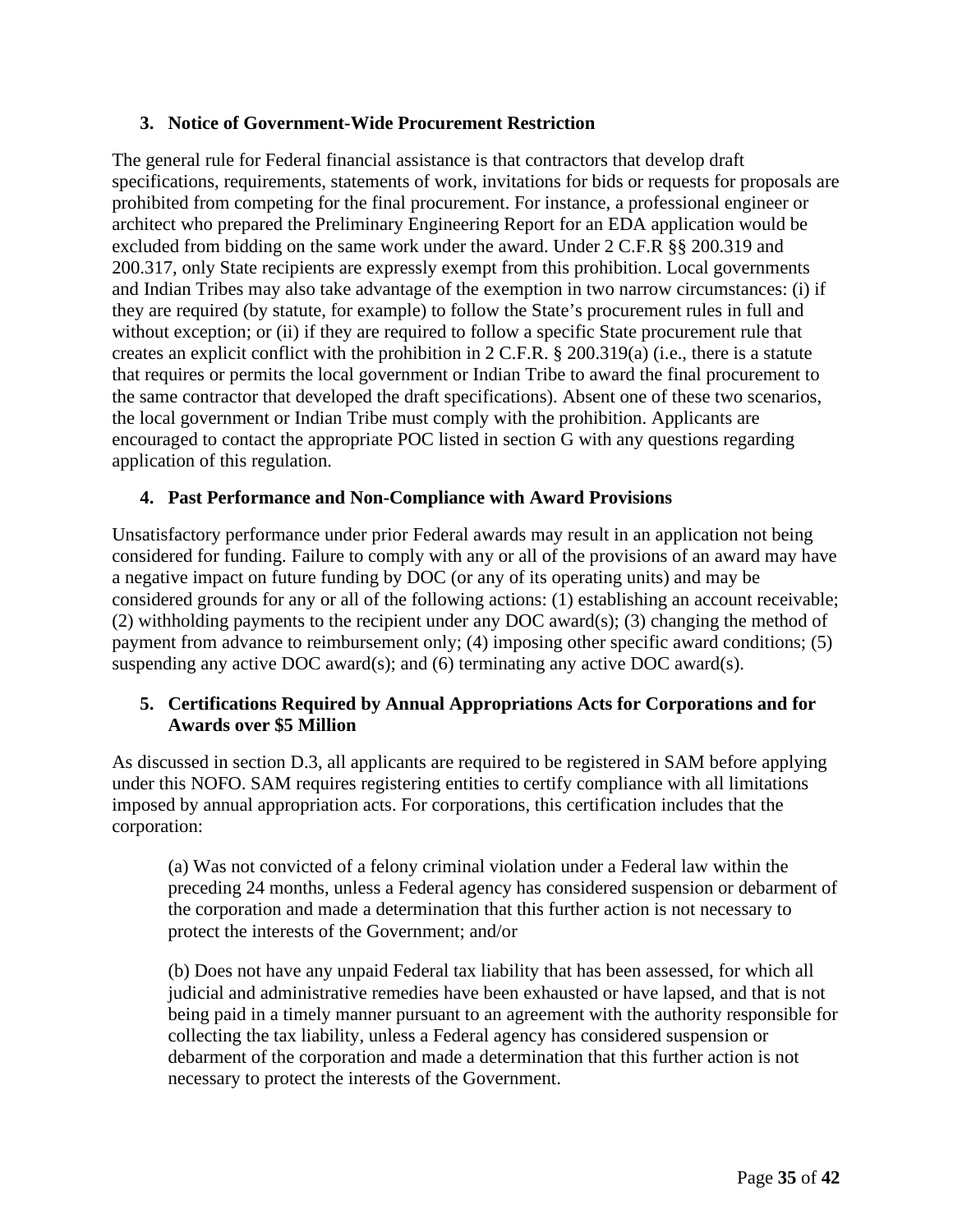### 3. Notice of Government-Wide Procurement Restriction

The general rule for Federal financial assistance is that contractors that develop draft specifications, requirements, statements of work, invitations for bids or requests for proposals are prohibited from competing for the final procurement. For instance, a professional engineer or architect who prepared the Preliminary Engineering Report for an EDA application would be excluded from bidding on the same work under the award. Under 2 C.F.R §§ 200.319 and 200.317, only State recipients are expressly exempt from this prohibition. Local governments and Indian Tribes may also take advantage of the exemption in two narrow circumstances: (i) if they are required (by statute, for example) to follow the State's procurement rules in full and without exception; or (ii) if they are required to follow a specific State procurement rule that creates an explicit conflict with the prohibition in 2 C.F.R. § 200.319(a) (i.e., there is a statute that requires or permits the local government or Indian Tribe to award the final procurement to the same contractor that developed the draft specifications). Absent one of these two scenarios, the local government or Indian Tribe must comply with the prohibition. Applicants are encouraged to contact the appropriate POC listed in section G with any questions regarding application of this regulation.

### 4. Past Performance and Non-Compliance with Award Provisions

Unsatisfactory performance under prior Federal awards may result in an application not being considered for funding. Failure to comply with any or all of the provisions of an award may have a negative impact on future funding by DOC (or any of its operating units) and may be considered grounds for any or all of the following actions: (1) establishing an account receivable; (2) withholding payments to the recipient under any DOC award(s); (3) changing the method of payment from advance to reimbursement only; (4) imposing other specific award conditions; (5) suspending any active DOC award(s); and (6) terminating any active DOC award(s).

### 5. Certifications Required by Annual Appropriations Acts for Corporations and for Awards over $5 Million

As discussed in section D.3, all applicants are required to be registered in SAM before applying under this NOFO. SAM requires registering entities to certify compliance with all limitations imposed by annual appropriation acts. For corporations, this certification includes that the corporation:

> (a) Was not convicted of a felony criminal violation under a Federal law within the preceding 24 months, unless a Federal agency has considered suspension or debarment of the corporation and made a determination that this further action is not necessary to protect the interests of the Government; and/or
>
> (b) Does not have any unpaid Federal tax liability that has been assessed, for which all judicial and administrative remedies have been exhausted or have lapsed, and that is not being paid in a timely manner pursuant to an agreement with the authority responsible for collecting the tax liability, unless a Federal agency has considered suspension or debarment of the corporation and made a determination that this further action is not necessary to protect the interests of the Government.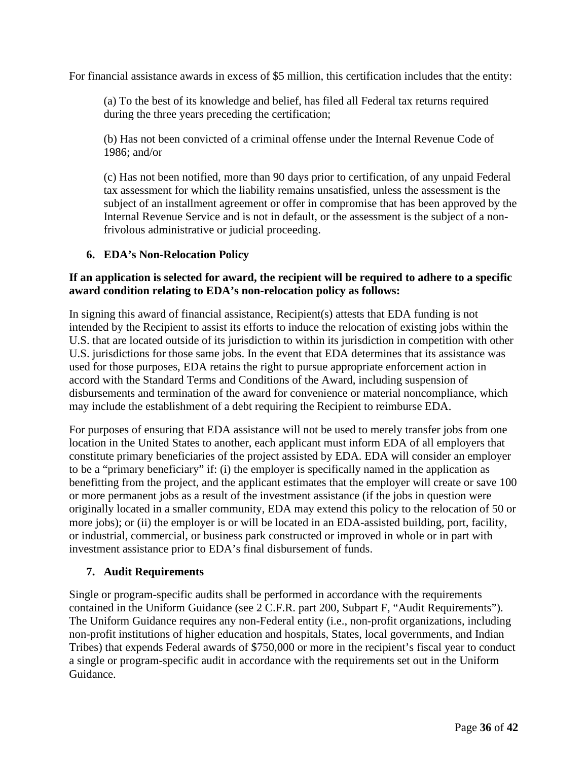For financial assistance awards in excess of $5 million, this certification includes that the entity:

(a) To the best of its knowledge and belief, has filed all Federal tax returns required during the three years preceding the certification;

(b) Has not been convicted of a criminal offense under the Internal Revenue Code of 1986; and/or

(c) Has not been notified, more than 90 days prior to certification, of any unpaid Federal tax assessment for which the liability remains unsatisfied, unless the assessment is the subject of an installment agreement or offer in compromise that has been approved by the Internal Revenue Service and is not in default, or the assessment is the subject of a non-frivolous administrative or judicial proceeding.

### 6. EDA's Non-Relocation Policy

**If an application is selected for award, the recipient will be required to adhere to a specific award condition relating to EDA's non-relocation policy as follows:**

In signing this award of financial assistance, Recipient(s) attests that EDA funding is not intended by the Recipient to assist its efforts to induce the relocation of existing jobs within the U.S. that are located outside of its jurisdiction to within its jurisdiction in competition with other U.S. jurisdictions for those same jobs. In the event that EDA determines that its assistance was used for those purposes, EDA retains the right to pursue appropriate enforcement action in accord with the Standard Terms and Conditions of the Award, including suspension of disbursements and termination of the award for convenience or material noncompliance, which may include the establishment of a debt requiring the Recipient to reimburse EDA.

For purposes of ensuring that EDA assistance will not be used to merely transfer jobs from one location in the United States to another, each applicant must inform EDA of all employers that constitute primary beneficiaries of the project assisted by EDA. EDA will consider an employer to be a "primary beneficiary" if: (i) the employer is specifically named in the application as benefitting from the project, and the applicant estimates that the employer will create or save 100 or more permanent jobs as a result of the investment assistance (if the jobs in question were originally located in a smaller community, EDA may extend this policy to the relocation of 50 or more jobs); or (ii) the employer is or will be located in an EDA-assisted building, port, facility, or industrial, commercial, or business park constructed or improved in whole or in part with investment assistance prior to EDA's final disbursement of funds.

### 7. Audit Requirements

Single or program-specific audits shall be performed in accordance with the requirements contained in the Uniform Guidance (see 2 C.F.R. part 200, Subpart F, "Audit Requirements"). The Uniform Guidance requires any non-Federal entity (i.e., non-profit organizations, including non-profit institutions of higher education and hospitals, States, local governments, and Indian Tribes) that expends Federal awards of $750,000 or more in the recipient's fiscal year to conduct a single or program-specific audit in accordance with the requirements set out in the Uniform Guidance.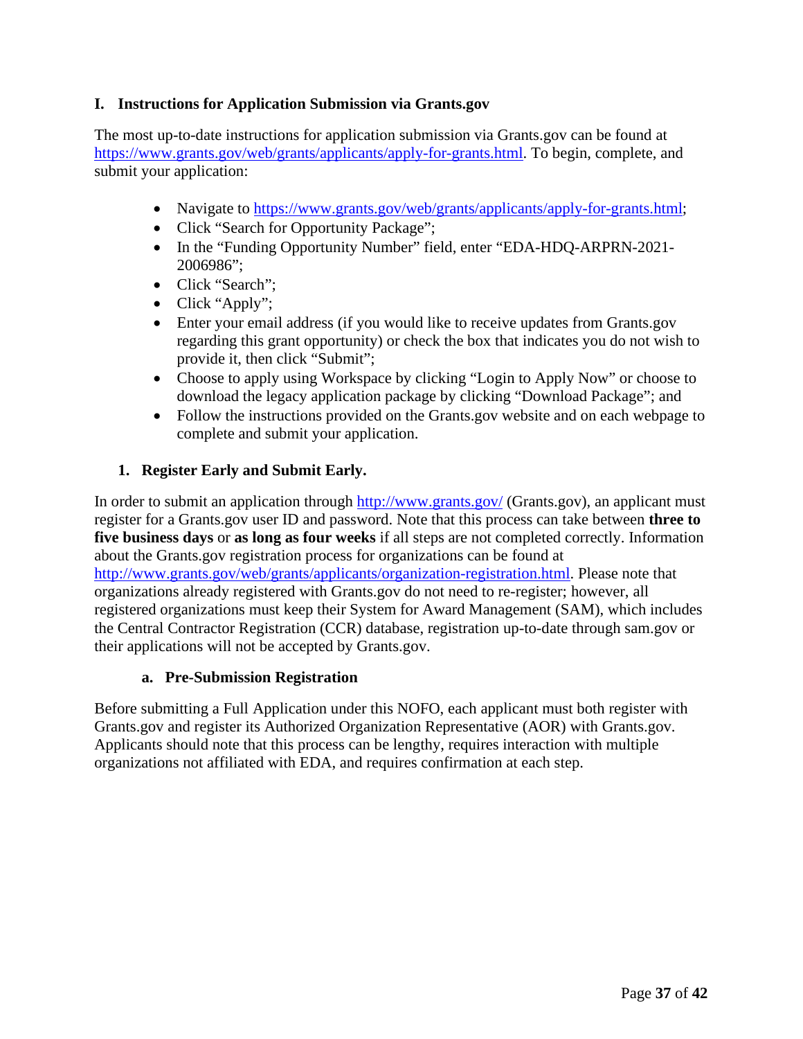## I. Instructions for Application Submission via Grants.gov

The most up-to-date instructions for application submission via Grants.gov can be found at https://www.grants.gov/web/grants/applicants/apply-for-grants.html. To begin, complete, and submit your application:

- Navigate to https://www.grants.gov/web/grants/applicants/apply-for-grants.html;
- Click "Search for Opportunity Package";
- In the "Funding Opportunity Number" field, enter "EDA-HDQ-ARPRN-2021-2006986";
- Click "Search";
- Click "Apply";
- Enter your email address (if you would like to receive updates from Grants.gov regarding this grant opportunity) or check the box that indicates you do not wish to provide it, then click "Submit";
- Choose to apply using Workspace by clicking "Login to Apply Now" or choose to download the legacy application package by clicking "Download Package"; and
- Follow the instructions provided on the Grants.gov website and on each webpage to complete and submit your application.

### 1. Register Early and Submit Early.

In order to submit an application through http://www.grants.gov/ (Grants.gov), an applicant must register for a Grants.gov user ID and password. Note that this process can take between **three to five business days** or **as long as four weeks** if all steps are not completed correctly. Information about the Grants.gov registration process for organizations can be found at http://www.grants.gov/web/grants/applicants/organization-registration.html. Please note that organizations already registered with Grants.gov do not need to re-register; however, all registered organizations must keep their System for Award Management (SAM), which includes the Central Contractor Registration (CCR) database, registration up-to-date through sam.gov or their applications will not be accepted by Grants.gov.

#### a. Pre-Submission Registration

Before submitting a Full Application under this NOFO, each applicant must both register with Grants.gov and register its Authorized Organization Representative (AOR) with Grants.gov. Applicants should note that this process can be lengthy, requires interaction with multiple organizations not affiliated with EDA, and requires confirmation at each step.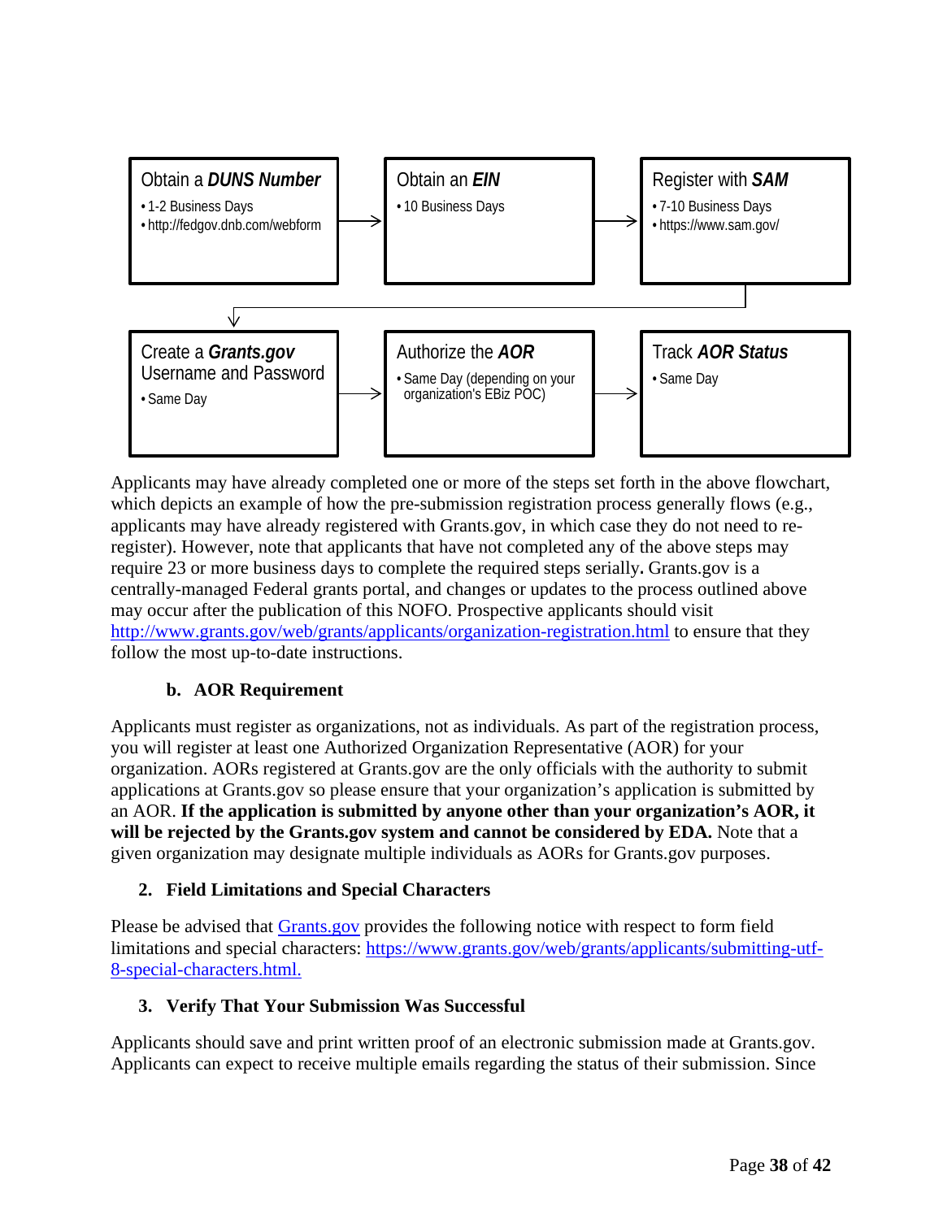**Obtain a *DUNS Number***
- 1-2 Business Days
- http://fedgov.dnb.com/webform

→ **Obtain an *EIN***
- 10 Business Days

→ **Register with *SAM***
- 7-10 Business Days
- https://www.sam.gov/

→ **Create a *Grants.gov* Username and Password**
- Same Day

→ **Authorize the *AOR***
- Same Day (depending on your organization's EBiz POC)

→ **Track *AOR Status***
- Same Day

Applicants may have already completed one or more of the steps set forth in the above flowchart, which depicts an example of how the pre-submission registration process generally flows (e.g., applicants may have already registered with Grants.gov, in which case they do not need to re-register). However, note that applicants that have not completed any of the above steps may require 23 or more business days to complete the required steps serially**.** Grants.gov is a centrally-managed Federal grants portal, and changes or updates to the process outlined above may occur after the publication of this NOFO. Prospective applicants should visit http://www.grants.gov/web/grants/applicants/organization-registration.html to ensure that they follow the most up-to-date instructions.

#### b. AOR Requirement

Applicants must register as organizations, not as individuals. As part of the registration process, you will register at least one Authorized Organization Representative (AOR) for your organization. AORs registered at Grants.gov are the only officials with the authority to submit applications at Grants.gov so please ensure that your organization's application is submitted by an AOR. **If the application is submitted by anyone other than your organization's AOR, it will be rejected by the Grants.gov system and cannot be considered by EDA.** Note that a given organization may designate multiple individuals as AORs for Grants.gov purposes.

### 2. Field Limitations and Special Characters

Please be advised that Grants.gov provides the following notice with respect to form field limitations and special characters: https://www.grants.gov/web/grants/applicants/submitting-utf-8-special-characters.html.

### 3. Verify That Your Submission Was Successful

Applicants should save and print written proof of an electronic submission made at Grants.gov. Applicants can expect to receive multiple emails regarding the status of their submission. Since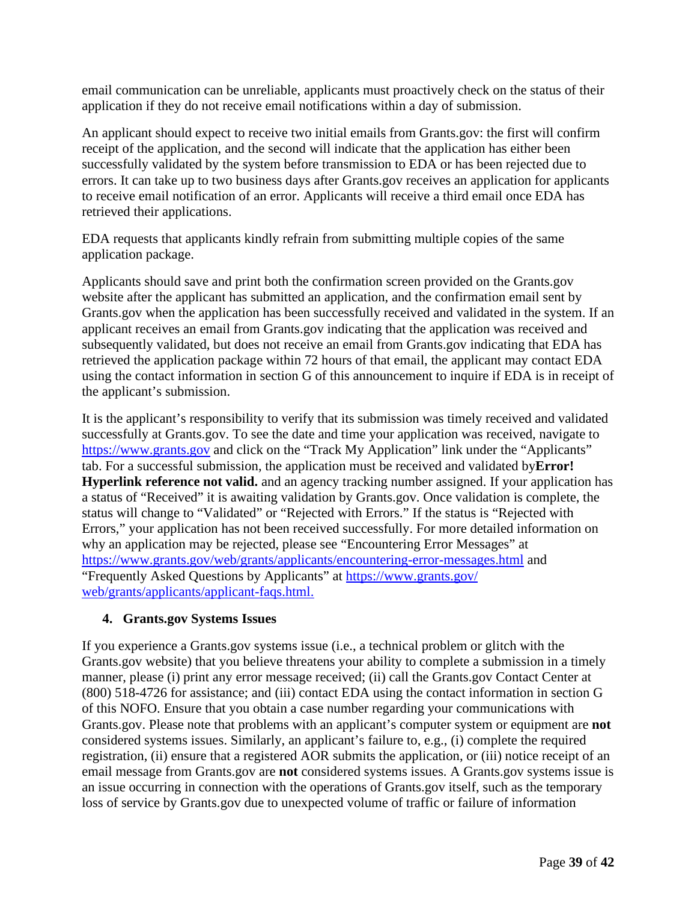email communication can be unreliable, applicants must proactively check on the status of their application if they do not receive email notifications within a day of submission.

An applicant should expect to receive two initial emails from Grants.gov: the first will confirm receipt of the application, and the second will indicate that the application has either been successfully validated by the system before transmission to EDA or has been rejected due to errors. It can take up to two business days after Grants.gov receives an application for applicants to receive email notification of an error. Applicants will receive a third email once EDA has retrieved their applications.

EDA requests that applicants kindly refrain from submitting multiple copies of the same application package.

Applicants should save and print both the confirmation screen provided on the Grants.gov website after the applicant has submitted an application, and the confirmation email sent by Grants.gov when the application has been successfully received and validated in the system. If an applicant receives an email from Grants.gov indicating that the application was received and subsequently validated, but does not receive an email from Grants.gov indicating that EDA has retrieved the application package within 72 hours of that email, the applicant may contact EDA using the contact information in section G of this announcement to inquire if EDA is in receipt of the applicant's submission.

It is the applicant's responsibility to verify that its submission was timely received and validated successfully at Grants.gov. To see the date and time your application was received, navigate to [https://www.grants.gov](https://www.grants.gov) and click on the "Track My Application" link under the "Applicants" tab. For a successful submission, the application must be received and validated by**Error! Hyperlink reference not valid.** and an agency tracking number assigned. If your application has a status of "Received" it is awaiting validation by Grants.gov. Once validation is complete, the status will change to "Validated" or "Rejected with Errors." If the status is "Rejected with Errors," your application has not been received successfully. For more detailed information on why an application may be rejected, please see "Encountering Error Messages" at [https://www.grants.gov/web/grants/applicants/encountering-error-messages.html](https://www.grants.gov/web/grants/applicants/encountering-error-messages.html) and "Frequently Asked Questions by Applicants" at [https://www.grants.gov/web/grants/applicants/applicant-faqs.html.](https://www.grants.gov/web/grants/applicants/applicant-faqs.html)

### 4. Grants.gov Systems Issues

If you experience a Grants.gov systems issue (i.e., a technical problem or glitch with the Grants.gov website) that you believe threatens your ability to complete a submission in a timely manner, please (i) print any error message received; (ii) call the Grants.gov Contact Center at (800) 518-4726 for assistance; and (iii) contact EDA using the contact information in section G of this NOFO. Ensure that you obtain a case number regarding your communications with Grants.gov. Please note that problems with an applicant's computer system or equipment are **not** considered systems issues. Similarly, an applicant's failure to, e.g., (i) complete the required registration, (ii) ensure that a registered AOR submits the application, or (iii) notice receipt of an email message from Grants.gov are **not** considered systems issues. A Grants.gov systems issue is an issue occurring in connection with the operations of Grants.gov itself, such as the temporary loss of service by Grants.gov due to unexpected volume of traffic or failure of information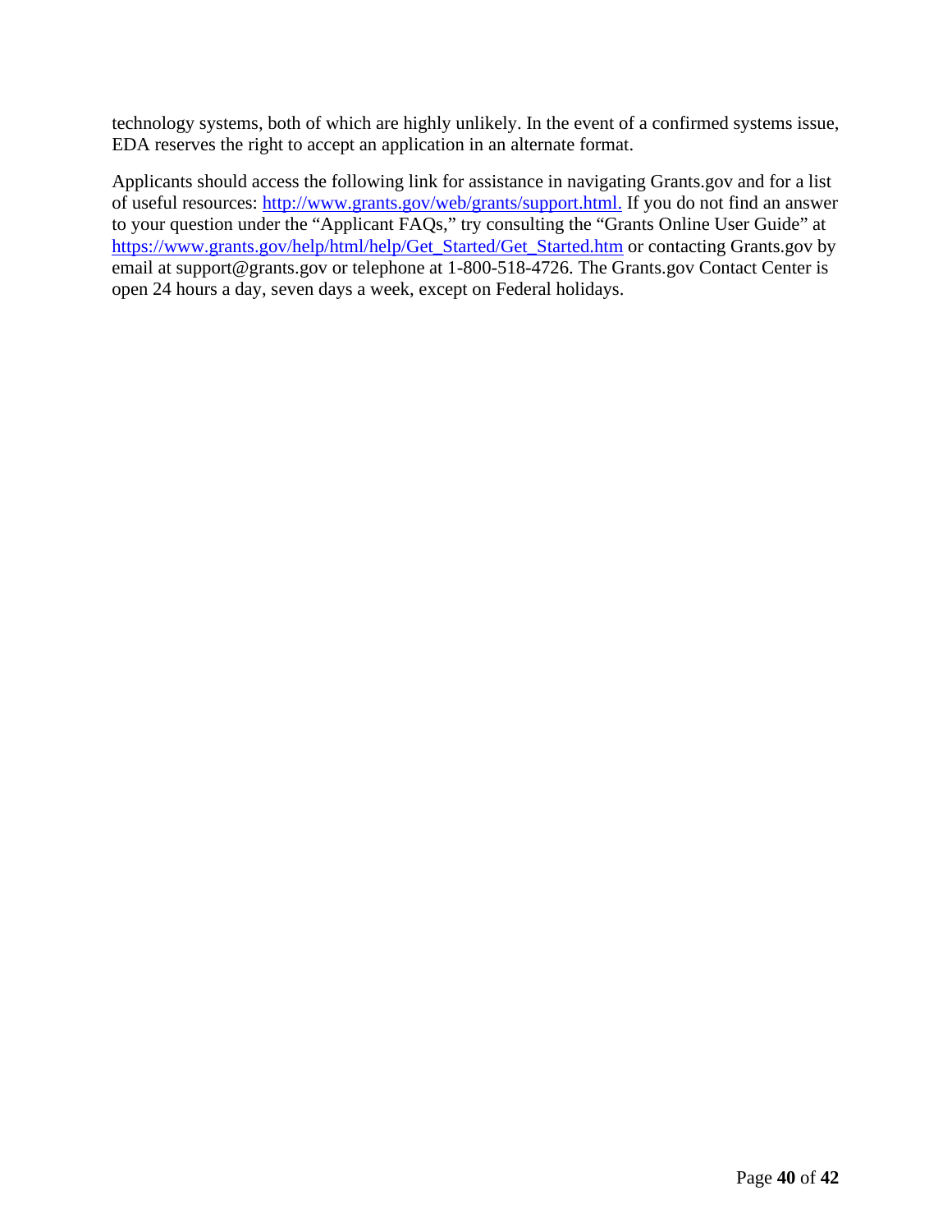technology systems, both of which are highly unlikely. In the event of a confirmed systems issue, EDA reserves the right to accept an application in an alternate format.

Applicants should access the following link for assistance in navigating Grants.gov and for a list of useful resources: http://www.grants.gov/web/grants/support.html. If you do not find an answer to your question under the "Applicant FAQs," try consulting the "Grants Online User Guide" at https://www.grants.gov/help/html/help/Get_Started/Get_Started.htm or contacting Grants.gov by email at support@grants.gov or telephone at 1-800-518-4726. The Grants.gov Contact Center is open 24 hours a day, seven days a week, except on Federal holidays.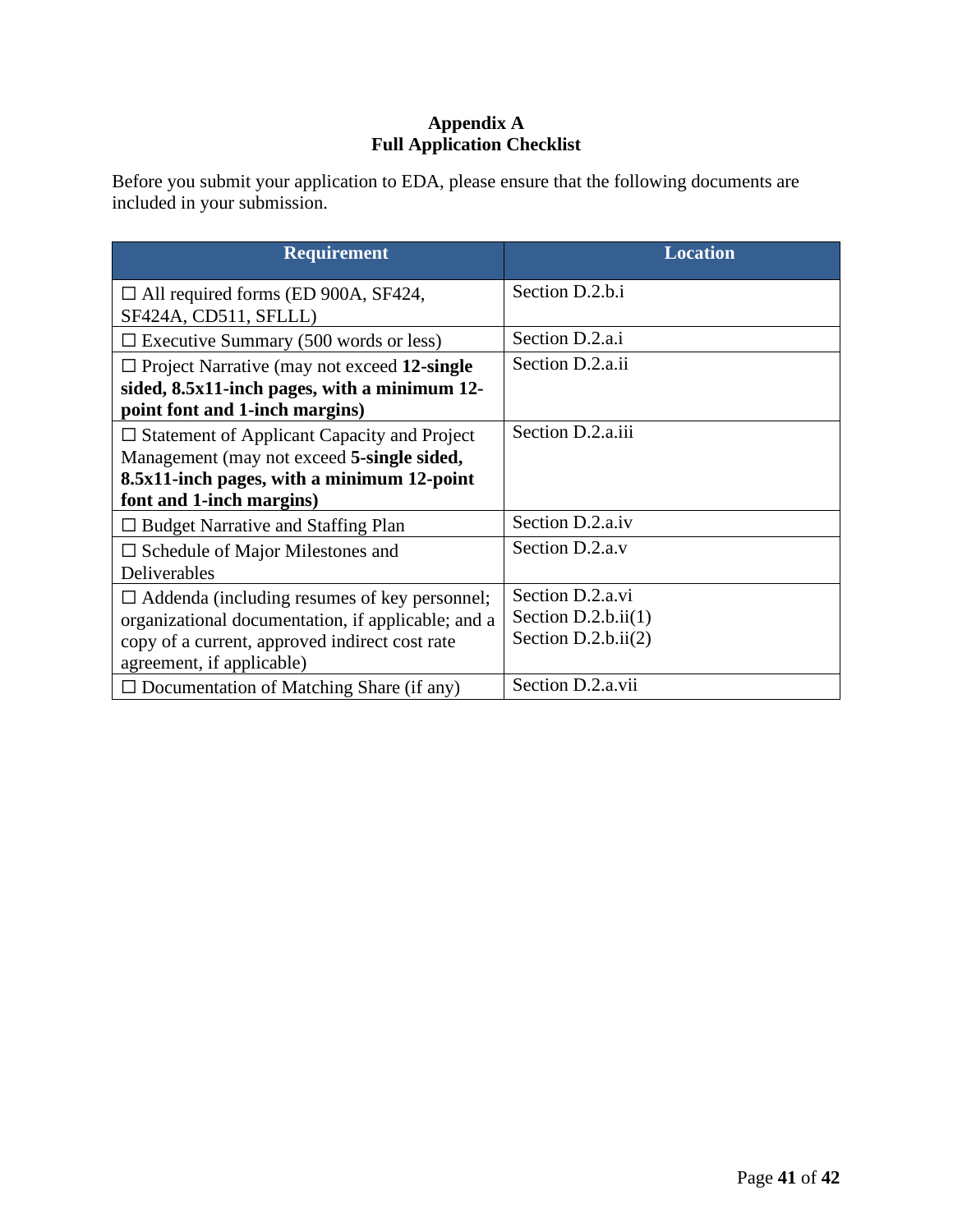**Appendix A**
**Full Application Checklist**

Before you submit your application to EDA, please ensure that the following documents are included in your submission.

| Requirement | Location |
|---|---|
| ☐ All required forms (ED 900A, SF424, SF424A, CD511, SFLLL) | Section D.2.b.i |
| ☐ Executive Summary (500 words or less) | Section D.2.a.i |
| ☐ Project Narrative (may not exceed **12-single sided, 8.5x11-inch pages, with a minimum 12-point font and 1-inch margins)** | Section D.2.a.ii |
| ☐ Statement of Applicant Capacity and Project Management (may not exceed **5-single sided, 8.5x11-inch pages, with a minimum 12-point font and 1-inch margins)** | Section D.2.a.iii |
| ☐ Budget Narrative and Staffing Plan | Section D.2.a.iv |
| ☐ Schedule of Major Milestones and Deliverables | Section D.2.a.v |
| ☐ Addenda (including resumes of key personnel; organizational documentation, if applicable; and a copy of a current, approved indirect cost rate agreement, if applicable) | Section D.2.a.vi<br>Section D.2.b.ii(1)<br>Section D.2.b.ii(2) |
| ☐ Documentation of Matching Share (if any) | Section D.2.a.vii |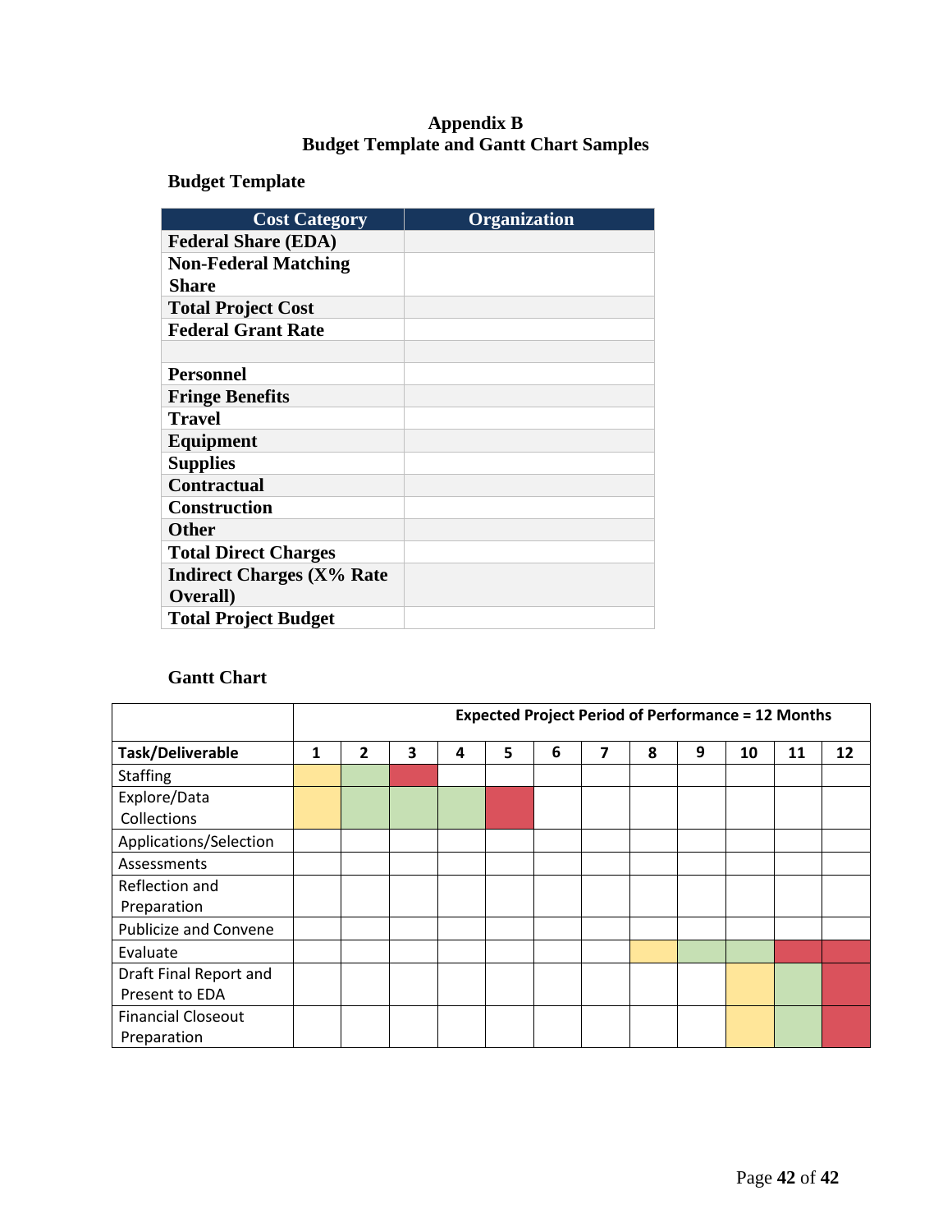# Appendix B
## Budget Template and Gantt Chart Samples

### Budget Template

| Cost Category | Organization |
|---|---|
| **Federal Share (EDA)** | |
| **Non-Federal Matching Share** | |
| **Total Project Cost** | |
| **Federal Grant Rate** | |
| | |
| **Personnel** | |
| **Fringe Benefits** | |
| **Travel** | |
| **Equipment** | |
| **Supplies** | |
| **Contractual** | |
| **Construction** | |
| **Other** | |
| **Total Direct Charges** | |
| **Indirect Charges (X% Rate Overall)** | |
| **Total Project Budget** | |

### Gantt Chart

| | Expected Project Period of Performance = 12 Months | | | | | | | | | | | |
|---|---|---|---|---|---|---|---|---|---|---|---|---|
| **Task/Deliverable** | **1** | **2** | **3** | **4** | **5** | **6** | **7** | **8** | **9** | **10** | **11** | **12** |
| Staffing | | | | | | | | | | | | |
| Explore/Data Collections | | | | | | | | | | | | |
| Applications/Selection | | | | | | | | | | | | |
| Assessments | | | | | | | | | | | | |
| Reflection and Preparation | | | | | | | | | | | | |
| Publicize and Convene | | | | | | | | | | | | |
| Evaluate | | | | | | | | | | | | |
| Draft Final Report and Present to EDA | | | | | | | | | | | | |
| Financial Closeout Preparation | | | | | | | | | | | | |